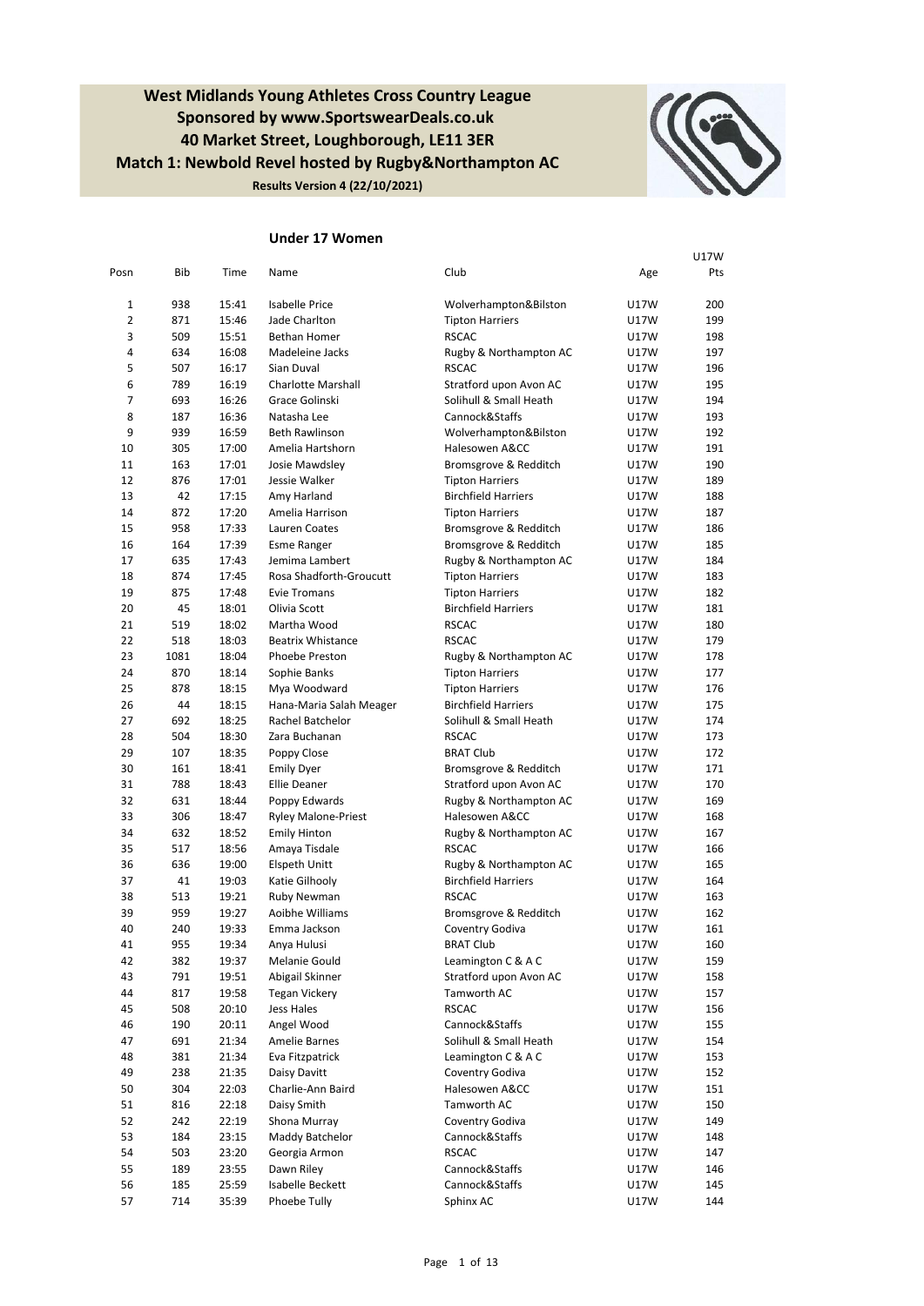# West Midlands Young Athletes Cross Country League
## Sponsored by www.SportswearDeals.co.uk
## 40 Market Street, Loughborough, LE11 3ER
## Match 1: Newbold Revel hosted by Rugby&Northampton AC

**Results Version 4 (22/10/2021)**

### Under 17 Women

| Posn | Bib | Time | Name | Club | Age | U17W Pts |
|---|---|---|---|---|---|---|
| 1 | 938 | 15:41 | Isabelle Price | Wolverhampton&Bilston | U17W | 200 |
| 2 | 871 | 15:46 | Jade Charlton | Tipton Harriers | U17W | 199 |
| 3 | 509 | 15:51 | Bethan Homer | RSCAC | U17W | 198 |
| 4 | 634 | 16:08 | Madeleine Jacks | Rugby & Northampton AC | U17W | 197 |
| 5 | 507 | 16:17 | Sian Duval | RSCAC | U17W | 196 |
| 6 | 789 | 16:19 | Charlotte Marshall | Stratford upon Avon AC | U17W | 195 |
| 7 | 693 | 16:26 | Grace Golinski | Solihull & Small Heath | U17W | 194 |
| 8 | 187 | 16:36 | Natasha Lee | Cannock&Staffs | U17W | 193 |
| 9 | 939 | 16:59 | Beth Rawlinson | Wolverhampton&Bilston | U17W | 192 |
| 10 | 305 | 17:00 | Amelia Hartshorn | Halesowen A&CC | U17W | 191 |
| 11 | 163 | 17:01 | Josie Mawdsley | Bromsgrove & Redditch | U17W | 190 |
| 12 | 876 | 17:01 | Jessie Walker | Tipton Harriers | U17W | 189 |
| 13 | 42 | 17:15 | Amy Harland | Birchfield Harriers | U17W | 188 |
| 14 | 872 | 17:20 | Amelia Harrison | Tipton Harriers | U17W | 187 |
| 15 | 958 | 17:33 | Lauren Coates | Bromsgrove & Redditch | U17W | 186 |
| 16 | 164 | 17:39 | Esme Ranger | Bromsgrove & Redditch | U17W | 185 |
| 17 | 635 | 17:43 | Jemima Lambert | Rugby & Northampton AC | U17W | 184 |
| 18 | 874 | 17:45 | Rosa Shadforth-Groucutt | Tipton Harriers | U17W | 183 |
| 19 | 875 | 17:48 | Evie Tromans | Tipton Harriers | U17W | 182 |
| 20 | 45 | 18:01 | Olivia Scott | Birchfield Harriers | U17W | 181 |
| 21 | 519 | 18:02 | Martha Wood | RSCAC | U17W | 180 |
| 22 | 518 | 18:03 | Beatrix Whistance | RSCAC | U17W | 179 |
| 23 | 1081 | 18:04 | Phoebe Preston | Rugby & Northampton AC | U17W | 178 |
| 24 | 870 | 18:14 | Sophie Banks | Tipton Harriers | U17W | 177 |
| 25 | 878 | 18:15 | Mya Woodward | Tipton Harriers | U17W | 176 |
| 26 | 44 | 18:15 | Hana-Maria Salah Meager | Birchfield Harriers | U17W | 175 |
| 27 | 692 | 18:25 | Rachel Batchelor | Solihull & Small Heath | U17W | 174 |
| 28 | 504 | 18:30 | Zara Buchanan | RSCAC | U17W | 173 |
| 29 | 107 | 18:35 | Poppy Close | BRAT Club | U17W | 172 |
| 30 | 161 | 18:41 | Emily Dyer | Bromsgrove & Redditch | U17W | 171 |
| 31 | 788 | 18:43 | Ellie Deaner | Stratford upon Avon AC | U17W | 170 |
| 32 | 631 | 18:44 | Poppy Edwards | Rugby & Northampton AC | U17W | 169 |
| 33 | 306 | 18:47 | Ryley Malone-Priest | Halesowen A&CC | U17W | 168 |
| 34 | 632 | 18:52 | Emily Hinton | Rugby & Northampton AC | U17W | 167 |
| 35 | 517 | 18:56 | Amaya Tisdale | RSCAC | U17W | 166 |
| 36 | 636 | 19:00 | Elspeth Unitt | Rugby & Northampton AC | U17W | 165 |
| 37 | 41 | 19:03 | Katie Gilhooly | Birchfield Harriers | U17W | 164 |
| 38 | 513 | 19:21 | Ruby Newman | RSCAC | U17W | 163 |
| 39 | 959 | 19:27 | Aoibhe Williams | Bromsgrove & Redditch | U17W | 162 |
| 40 | 240 | 19:33 | Emma Jackson | Coventry Godiva | U17W | 161 |
| 41 | 955 | 19:34 | Anya Hulusi | BRAT Club | U17W | 160 |
| 42 | 382 | 19:37 | Melanie Gould | Leamington C & A C | U17W | 159 |
| 43 | 791 | 19:51 | Abigail Skinner | Stratford upon Avon AC | U17W | 158 |
| 44 | 817 | 19:58 | Tegan Vickery | Tamworth AC | U17W | 157 |
| 45 | 508 | 20:10 | Jess Hales | RSCAC | U17W | 156 |
| 46 | 190 | 20:11 | Angel Wood | Cannock&Staffs | U17W | 155 |
| 47 | 691 | 21:34 | Amelie Barnes | Solihull & Small Heath | U17W | 154 |
| 48 | 381 | 21:34 | Eva Fitzpatrick | Leamington C & A C | U17W | 153 |
| 49 | 238 | 21:35 | Daisy Davitt | Coventry Godiva | U17W | 152 |
| 50 | 304 | 22:03 | Charlie-Ann Baird | Halesowen A&CC | U17W | 151 |
| 51 | 816 | 22:18 | Daisy Smith | Tamworth AC | U17W | 150 |
| 52 | 242 | 22:19 | Shona Murray | Coventry Godiva | U17W | 149 |
| 53 | 184 | 23:15 | Maddy Batchelor | Cannock&Staffs | U17W | 148 |
| 54 | 503 | 23:20 | Georgia Armon | RSCAC | U17W | 147 |
| 55 | 189 | 23:55 | Dawn Riley | Cannock&Staffs | U17W | 146 |
| 56 | 185 | 25:59 | Isabelle Beckett | Cannock&Staffs | U17W | 145 |
| 57 | 714 | 35:39 | Phoebe Tully | Sphinx AC | U17W | 144 |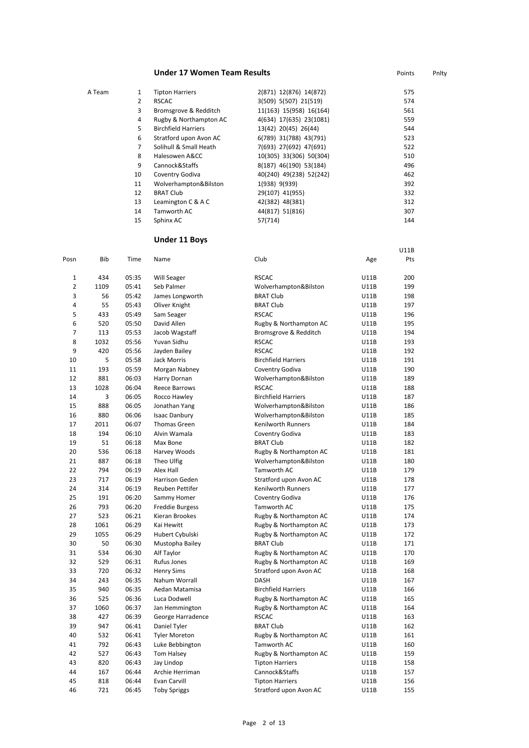## Under 17 Women Team Results

| | | Team | Scorers | Points | Pnlty |
|---|---|---|---|---|---|
| A Team | 1 | Tipton Harriers | 2(871) 12(876) 14(872) | 575 | |
| | 2 | RSCAC | 3(509) 5(507) 21(519) | 574 | |
| | 3 | Bromsgrove & Redditch | 11(163) 15(958) 16(164) | 561 | |
| | 4 | Rugby & Northampton AC | 4(634) 17(635) 23(1081) | 559 | |
| | 5 | Birchfield Harriers | 13(42) 20(45) 26(44) | 544 | |
| | 6 | Stratford upon Avon AC | 6(789) 31(788) 43(791) | 523 | |
| | 7 | Solihull & Small Heath | 7(693) 27(692) 47(691) | 522 | |
| | 8 | Halesowen A&CC | 10(305) 33(306) 50(304) | 510 | |
| | 9 | Cannock&Staffs | 8(187) 46(190) 53(184) | 496 | |
| | 10 | Coventry Godiva | 40(240) 49(238) 52(242) | 462 | |
| | 11 | Wolverhampton&Bilston | 1(938) 9(939) | 392 | |
| | 12 | BRAT Club | 29(107) 41(955) | 332 | |
| | 13 | Leamington C & A C | 42(382) 48(381) | 312 | |
| | 14 | Tamworth AC | 44(817) 51(816) | 307 | |
| | 15 | Sphinx AC | 57(714) | 144 | |

## Under 11 Boys

| Posn | Bib | Time | Name | Club | Age | U11B Pts |
|---|---|---|---|---|---|---|
| 1 | 434 | 05:35 | Will Seager | RSCAC | U11B | 200 |
| 2 | 1109 | 05:41 | Seb Palmer | Wolverhampton&Bilston | U11B | 199 |
| 3 | 56 | 05:42 | James Longworth | BRAT Club | U11B | 198 |
| 4 | 55 | 05:43 | Oliver Knight | BRAT Club | U11B | 197 |
| 5 | 433 | 05:49 | Sam Seager | RSCAC | U11B | 196 |
| 6 | 520 | 05:50 | David Allen | Rugby & Northampton AC | U11B | 195 |
| 7 | 113 | 05:53 | Jacob Wagstaff | Bromsgrove & Redditch | U11B | 194 |
| 8 | 1032 | 05:56 | Yuvan Sidhu | RSCAC | U11B | 193 |
| 9 | 420 | 05:56 | Jayden Bailey | RSCAC | U11B | 192 |
| 10 | 5 | 05:58 | Jack Morris | Birchfield Harriers | U11B | 191 |
| 11 | 193 | 05:59 | Morgan Nabney | Coventry Godiva | U11B | 190 |
| 12 | 881 | 06:03 | Harry Dornan | Wolverhampton&Bilston | U11B | 189 |
| 13 | 1028 | 06:04 | Reece Barrows | RSCAC | U11B | 188 |
| 14 | 3 | 06:05 | Rocco Hawley | Birchfield Harriers | U11B | 187 |
| 15 | 888 | 06:05 | Jonathan Yang | Wolverhampton&Bilston | U11B | 186 |
| 16 | 880 | 06:06 | Isaac Danbury | Wolverhampton&Bilston | U11B | 185 |
| 17 | 2011 | 06:07 | Thomas Green | Kenilworth Runners | U11B | 184 |
| 18 | 194 | 06:10 | Alvin Wamala | Coventry Godiva | U11B | 183 |
| 19 | 51 | 06:18 | Max Bone | BRAT Club | U11B | 182 |
| 20 | 536 | 06:18 | Harvey Woods | Rugby & Northampton AC | U11B | 181 |
| 21 | 887 | 06:18 | Theo Ulfig | Wolverhampton&Bilston | U11B | 180 |
| 22 | 794 | 06:19 | Alex Hall | Tamworth AC | U11B | 179 |
| 23 | 717 | 06:19 | Harrison Geden | Stratford upon Avon AC | U11B | 178 |
| 24 | 314 | 06:19 | Reuben Pettifer | Kenilworth Runners | U11B | 177 |
| 25 | 191 | 06:20 | Sammy Homer | Coventry Godiva | U11B | 176 |
| 26 | 793 | 06:20 | Freddie Burgess | Tamworth AC | U11B | 175 |
| 27 | 523 | 06:21 | Kieran Brookes | Rugby & Northampton AC | U11B | 174 |
| 28 | 1061 | 06:29 | Kai Hewitt | Rugby & Northampton AC | U11B | 173 |
| 29 | 1055 | 06:29 | Hubert Cybulski | Rugby & Northampton AC | U11B | 172 |
| 30 | 50 | 06:30 | Mustopha Bailey | BRAT Club | U11B | 171 |
| 31 | 534 | 06:30 | Alf Taylor | Rugby & Northampton AC | U11B | 170 |
| 32 | 529 | 06:31 | Rufus Jones | Rugby & Northampton AC | U11B | 169 |
| 33 | 720 | 06:32 | Henry Sims | Stratford upon Avon AC | U11B | 168 |
| 34 | 243 | 06:35 | Nahum Worrall | DASH | U11B | 167 |
| 35 | 940 | 06:35 | Aedan Matamisa | Birchfield Harriers | U11B | 166 |
| 36 | 525 | 06:36 | Luca Dodwell | Rugby & Northampton AC | U11B | 165 |
| 37 | 1060 | 06:37 | Jan Hemmington | Rugby & Northampton AC | U11B | 164 |
| 38 | 427 | 06:39 | George Harradence | RSCAC | U11B | 163 |
| 39 | 947 | 06:41 | Daniel Tyler | BRAT Club | U11B | 162 |
| 40 | 532 | 06:41 | Tyler Moreton | Rugby & Northampton AC | U11B | 161 |
| 41 | 792 | 06:43 | Luke Bebbington | Tamworth AC | U11B | 160 |
| 42 | 527 | 06:43 | Tom Halsey | Rugby & Northampton AC | U11B | 159 |
| 43 | 820 | 06:43 | Jay Lindop | Tipton Harriers | U11B | 158 |
| 44 | 167 | 06:44 | Archie Herriman | Cannock&Staffs | U11B | 157 |
| 45 | 818 | 06:44 | Evan Carvill | Tipton Harriers | U11B | 156 |
| 46 | 721 | 06:45 | Toby Spriggs | Stratford upon Avon AC | U11B | 155 |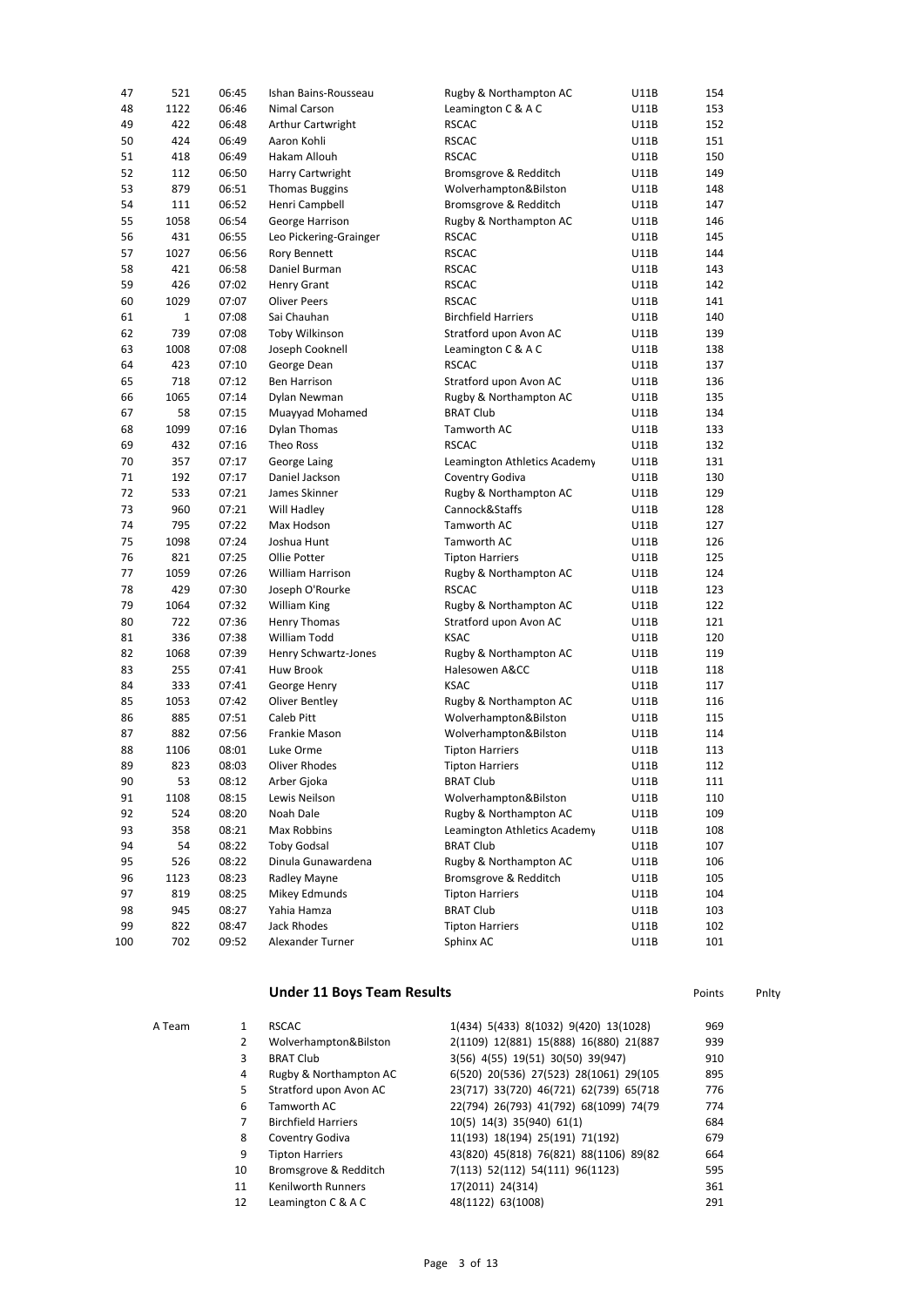| | | | | | | |
|---|---|---|---|---|---|---|
| 47 | 521 | 06:45 | Ishan Bains-Rousseau | Rugby & Northampton AC | U11B | 154 |
| 48 | 1122 | 06:46 | Nimal Carson | Leamington C & A C | U11B | 153 |
| 49 | 422 | 06:48 | Arthur Cartwright | RSCAC | U11B | 152 |
| 50 | 424 | 06:49 | Aaron Kohli | RSCAC | U11B | 151 |
| 51 | 418 | 06:49 | Hakam Allouh | RSCAC | U11B | 150 |
| 52 | 112 | 06:50 | Harry Cartwright | Bromsgrove & Redditch | U11B | 149 |
| 53 | 879 | 06:51 | Thomas Buggins | Wolverhampton&Bilston | U11B | 148 |
| 54 | 111 | 06:52 | Henri Campbell | Bromsgrove & Redditch | U11B | 147 |
| 55 | 1058 | 06:54 | George Harrison | Rugby & Northampton AC | U11B | 146 |
| 56 | 431 | 06:55 | Leo Pickering-Grainger | RSCAC | U11B | 145 |
| 57 | 1027 | 06:56 | Rory Bennett | RSCAC | U11B | 144 |
| 58 | 421 | 06:58 | Daniel Burman | RSCAC | U11B | 143 |
| 59 | 426 | 07:02 | Henry Grant | RSCAC | U11B | 142 |
| 60 | 1029 | 07:07 | Oliver Peers | RSCAC | U11B | 141 |
| 61 | 1 | 07:08 | Sai Chauhan | Birchfield Harriers | U11B | 140 |
| 62 | 739 | 07:08 | Toby Wilkinson | Stratford upon Avon AC | U11B | 139 |
| 63 | 1008 | 07:08 | Joseph Cooknell | Leamington C & A C | U11B | 138 |
| 64 | 423 | 07:10 | George Dean | RSCAC | U11B | 137 |
| 65 | 718 | 07:12 | Ben Harrison | Stratford upon Avon AC | U11B | 136 |
| 66 | 1065 | 07:14 | Dylan Newman | Rugby & Northampton AC | U11B | 135 |
| 67 | 58 | 07:15 | Muayyad Mohamed | BRAT Club | U11B | 134 |
| 68 | 1099 | 07:16 | Dylan Thomas | Tamworth AC | U11B | 133 |
| 69 | 432 | 07:16 | Theo Ross | RSCAC | U11B | 132 |
| 70 | 357 | 07:17 | George Laing | Leamington Athletics Academy | U11B | 131 |
| 71 | 192 | 07:17 | Daniel Jackson | Coventry Godiva | U11B | 130 |
| 72 | 533 | 07:21 | James Skinner | Rugby & Northampton AC | U11B | 129 |
| 73 | 960 | 07:21 | Will Hadley | Cannock&Staffs | U11B | 128 |
| 74 | 795 | 07:22 | Max Hodson | Tamworth AC | U11B | 127 |
| 75 | 1098 | 07:24 | Joshua Hunt | Tamworth AC | U11B | 126 |
| 76 | 821 | 07:25 | Ollie Potter | Tipton Harriers | U11B | 125 |
| 77 | 1059 | 07:26 | William Harrison | Rugby & Northampton AC | U11B | 124 |
| 78 | 429 | 07:30 | Joseph O'Rourke | RSCAC | U11B | 123 |
| 79 | 1064 | 07:32 | William King | Rugby & Northampton AC | U11B | 122 |
| 80 | 722 | 07:36 | Henry Thomas | Stratford upon Avon AC | U11B | 121 |
| 81 | 336 | 07:38 | William Todd | KSAC | U11B | 120 |
| 82 | 1068 | 07:39 | Henry Schwartz-Jones | Rugby & Northampton AC | U11B | 119 |
| 83 | 255 | 07:41 | Huw Brook | Halesowen A&CC | U11B | 118 |
| 84 | 333 | 07:41 | George Henry | KSAC | U11B | 117 |
| 85 | 1053 | 07:42 | Oliver Bentley | Rugby & Northampton AC | U11B | 116 |
| 86 | 885 | 07:51 | Caleb Pitt | Wolverhampton&Bilston | U11B | 115 |
| 87 | 882 | 07:56 | Frankie Mason | Wolverhampton&Bilston | U11B | 114 |
| 88 | 1106 | 08:01 | Luke Orme | Tipton Harriers | U11B | 113 |
| 89 | 823 | 08:03 | Oliver Rhodes | Tipton Harriers | U11B | 112 |
| 90 | 53 | 08:12 | Arber Gjoka | BRAT Club | U11B | 111 |
| 91 | 1108 | 08:15 | Lewis Neilson | Wolverhampton&Bilston | U11B | 110 |
| 92 | 524 | 08:20 | Noah Dale | Rugby & Northampton AC | U11B | 109 |
| 93 | 358 | 08:21 | Max Robbins | Leamington Athletics Academy | U11B | 108 |
| 94 | 54 | 08:22 | Toby Godsal | BRAT Club | U11B | 107 |
| 95 | 526 | 08:22 | Dinula Gunawardena | Rugby & Northampton AC | U11B | 106 |
| 96 | 1123 | 08:23 | Radley Mayne | Bromsgrove & Redditch | U11B | 105 |
| 97 | 819 | 08:25 | Mikey Edmunds | Tipton Harriers | U11B | 104 |
| 98 | 945 | 08:27 | Yahia Hamza | BRAT Club | U11B | 103 |
| 99 | 822 | 08:47 | Jack Rhodes | Tipton Harriers | U11B | 102 |
| 100 | 702 | 09:52 | Alexander Turner | Sphinx AC | U11B | 101 |

## Under 11 Boys Team Results

| | | | | Points | Pnlty |
|---|---|---|---|---|---|
| A Team | 1 | RSCAC | 1(434) 5(433) 8(1032) 9(420) 13(1028) | 969 | |
| | 2 | Wolverhampton&Bilston | 2(1109) 12(881) 15(888) 16(880) 21(887 | 939 | |
| | 3 | BRAT Club | 3(56) 4(55) 19(51) 30(50) 39(947) | 910 | |
| | 4 | Rugby & Northampton AC | 6(520) 20(536) 27(523) 28(1061) 29(105 | 895 | |
| | 5 | Stratford upon Avon AC | 23(717) 33(720) 46(721) 62(739) 65(718 | 776 | |
| | 6 | Tamworth AC | 22(794) 26(793) 41(792) 68(1099) 74(79 | 774 | |
| | 7 | Birchfield Harriers | 10(5) 14(3) 35(940) 61(1) | 684 | |
| | 8 | Coventry Godiva | 11(193) 18(194) 25(191) 71(192) | 679 | |
| | 9 | Tipton Harriers | 43(820) 45(818) 76(821) 88(1106) 89(82 | 664 | |
| | 10 | Bromsgrove & Redditch | 7(113) 52(112) 54(111) 96(1123) | 595 | |
| | 11 | Kenilworth Runners | 17(2011) 24(314) | 361 | |
| | 12 | Leamington C & A C | 48(1122) 63(1008) | 291 | |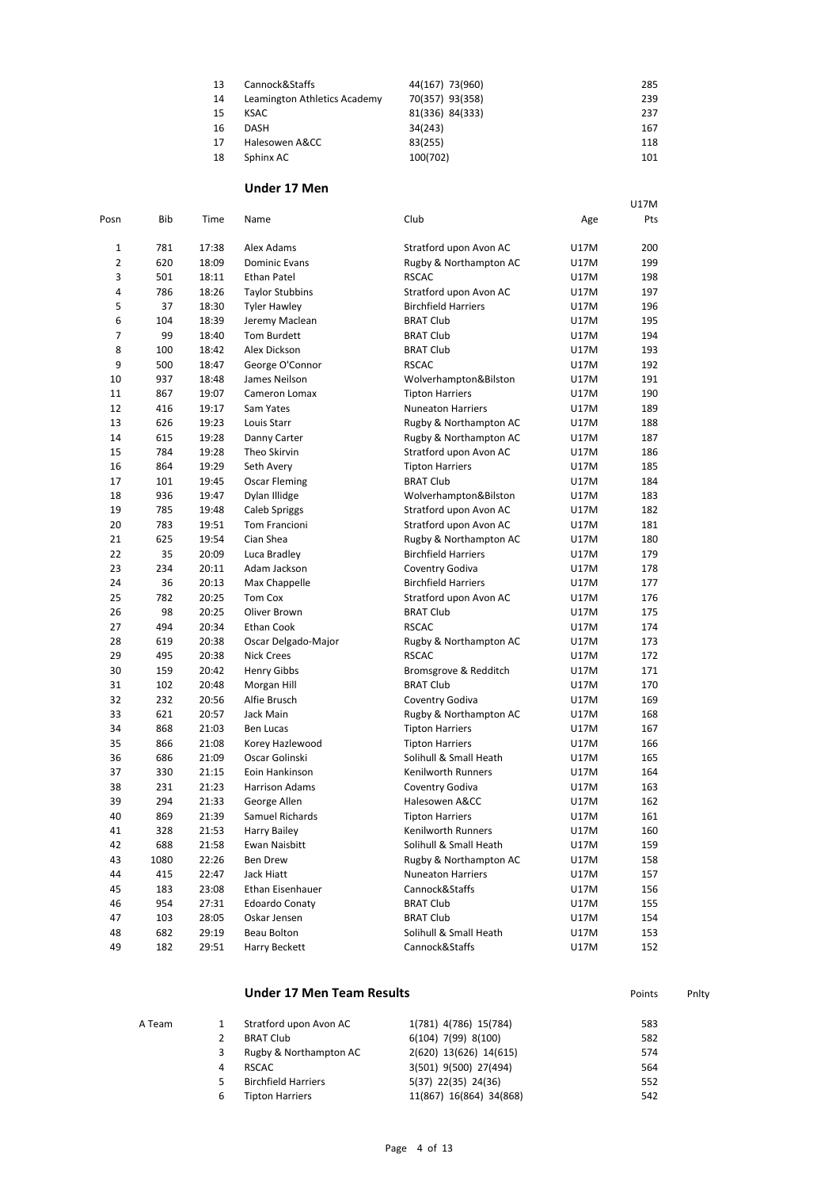| | | | |
|---|---|---|---|
| 13 | Cannock&Staffs | 44(167) 73(960) | 285 |
| 14 | Leamington Athletics Academy | 70(357) 93(358) | 239 |
| 15 | KSAC | 81(336) 84(333) | 237 |
| 16 | DASH | 34(243) | 167 |
| 17 | Halesowen A&CC | 83(255) | 118 |
| 18 | Sphinx AC | 100(702) | 101 |

## Under 17 Men

| Posn | Bib | Time | Name | Club | Age | U17M Pts |
|---|---|---|---|---|---|---|
| 1 | 781 | 17:38 | Alex Adams | Stratford upon Avon AC | U17M | 200 |
| 2 | 620 | 18:09 | Dominic Evans | Rugby & Northampton AC | U17M | 199 |
| 3 | 501 | 18:11 | Ethan Patel | RSCAC | U17M | 198 |
| 4 | 786 | 18:26 | Taylor Stubbins | Stratford upon Avon AC | U17M | 197 |
| 5 | 37 | 18:30 | Tyler Hawley | Birchfield Harriers | U17M | 196 |
| 6 | 104 | 18:39 | Jeremy Maclean | BRAT Club | U17M | 195 |
| 7 | 99 | 18:40 | Tom Burdett | BRAT Club | U17M | 194 |
| 8 | 100 | 18:42 | Alex Dickson | BRAT Club | U17M | 193 |
| 9 | 500 | 18:47 | George O'Connor | RSCAC | U17M | 192 |
| 10 | 937 | 18:48 | James Neilson | Wolverhampton&Bilston | U17M | 191 |
| 11 | 867 | 19:07 | Cameron Lomax | Tipton Harriers | U17M | 190 |
| 12 | 416 | 19:17 | Sam Yates | Nuneaton Harriers | U17M | 189 |
| 13 | 626 | 19:23 | Louis Starr | Rugby & Northampton AC | U17M | 188 |
| 14 | 615 | 19:28 | Danny Carter | Rugby & Northampton AC | U17M | 187 |
| 15 | 784 | 19:28 | Theo Skirvin | Stratford upon Avon AC | U17M | 186 |
| 16 | 864 | 19:29 | Seth Avery | Tipton Harriers | U17M | 185 |
| 17 | 101 | 19:45 | Oscar Fleming | BRAT Club | U17M | 184 |
| 18 | 936 | 19:47 | Dylan Illidge | Wolverhampton&Bilston | U17M | 183 |
| 19 | 785 | 19:48 | Caleb Spriggs | Stratford upon Avon AC | U17M | 182 |
| 20 | 783 | 19:51 | Tom Francioni | Stratford upon Avon AC | U17M | 181 |
| 21 | 625 | 19:54 | Cian Shea | Rugby & Northampton AC | U17M | 180 |
| 22 | 35 | 20:09 | Luca Bradley | Birchfield Harriers | U17M | 179 |
| 23 | 234 | 20:11 | Adam Jackson | Coventry Godiva | U17M | 178 |
| 24 | 36 | 20:13 | Max Chappelle | Birchfield Harriers | U17M | 177 |
| 25 | 782 | 20:25 | Tom Cox | Stratford upon Avon AC | U17M | 176 |
| 26 | 98 | 20:25 | Oliver Brown | BRAT Club | U17M | 175 |
| 27 | 494 | 20:34 | Ethan Cook | RSCAC | U17M | 174 |
| 28 | 619 | 20:38 | Oscar Delgado-Major | Rugby & Northampton AC | U17M | 173 |
| 29 | 495 | 20:38 | Nick Crees | RSCAC | U17M | 172 |
| 30 | 159 | 20:42 | Henry Gibbs | Bromsgrove & Redditch | U17M | 171 |
| 31 | 102 | 20:48 | Morgan Hill | BRAT Club | U17M | 170 |
| 32 | 232 | 20:56 | Alfie Brusch | Coventry Godiva | U17M | 169 |
| 33 | 621 | 20:57 | Jack Main | Rugby & Northampton AC | U17M | 168 |
| 34 | 868 | 21:03 | Ben Lucas | Tipton Harriers | U17M | 167 |
| 35 | 866 | 21:08 | Korey Hazlewood | Tipton Harriers | U17M | 166 |
| 36 | 686 | 21:09 | Oscar Golinski | Solihull & Small Heath | U17M | 165 |
| 37 | 330 | 21:15 | Eoin Hankinson | Kenilworth Runners | U17M | 164 |
| 38 | 231 | 21:23 | Harrison Adams | Coventry Godiva | U17M | 163 |
| 39 | 294 | 21:33 | George Allen | Halesowen A&CC | U17M | 162 |
| 40 | 869 | 21:39 | Samuel Richards | Tipton Harriers | U17M | 161 |
| 41 | 328 | 21:53 | Harry Bailey | Kenilworth Runners | U17M | 160 |
| 42 | 688 | 21:58 | Ewan Naisbitt | Solihull & Small Heath | U17M | 159 |
| 43 | 1080 | 22:26 | Ben Drew | Rugby & Northampton AC | U17M | 158 |
| 44 | 415 | 22:47 | Jack Hiatt | Nuneaton Harriers | U17M | 157 |
| 45 | 183 | 23:08 | Ethan Eisenhauer | Cannock&Staffs | U17M | 156 |
| 46 | 954 | 27:31 | Edoardo Conaty | BRAT Club | U17M | 155 |
| 47 | 103 | 28:05 | Oskar Jensen | BRAT Club | U17M | 154 |
| 48 | 682 | 29:19 | Beau Bolton | Solihull & Small Heath | U17M | 153 |
| 49 | 182 | 29:51 | Harry Beckett | Cannock&Staffs | U17M | 152 |

## Under 17 Men Team Results

| | | Club | Positions | Points | Pnlty |
|---|---|---|---|---|---|
| A Team | 1 | Stratford upon Avon AC | 1(781) 4(786) 15(784) | 583 | |
| | 2 | BRAT Club | 6(104) 7(99) 8(100) | 582 | |
| | 3 | Rugby & Northampton AC | 2(620) 13(626) 14(615) | 574 | |
| | 4 | RSCAC | 3(501) 9(500) 27(494) | 564 | |
| | 5 | Birchfield Harriers | 5(37) 22(35) 24(36) | 552 | |
| | 6 | Tipton Harriers | 11(867) 16(864) 34(868) | 542 | |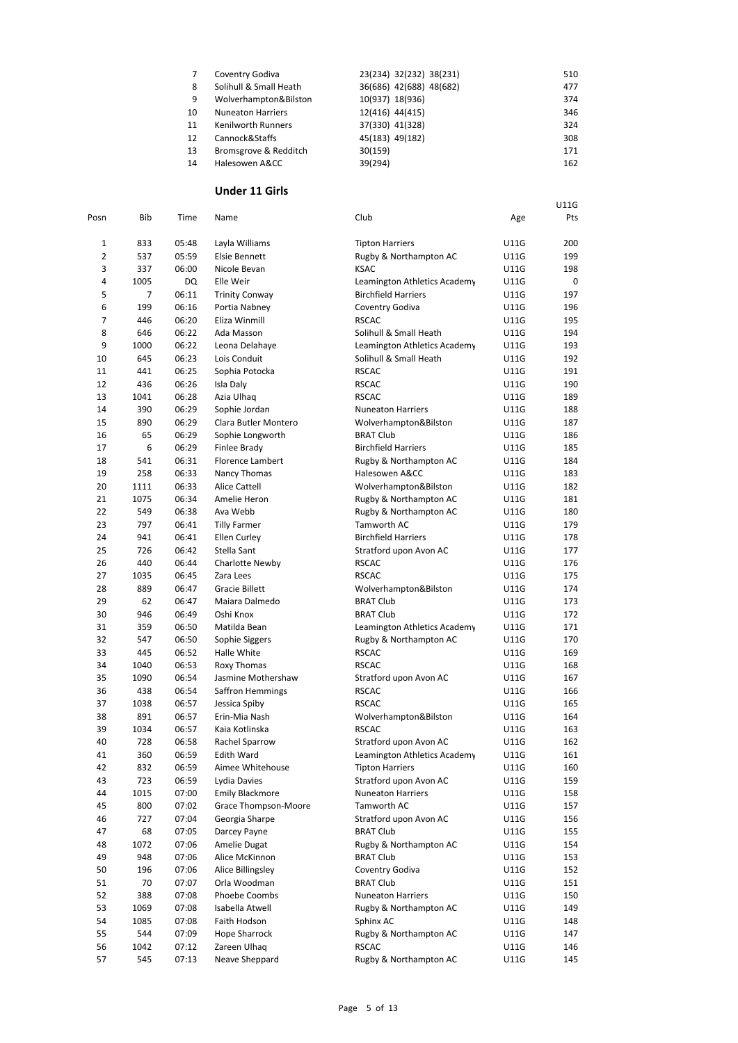| | | | |
|---|---|---|---|
| 7 | Coventry Godiva | 23(234) 32(232) 38(231) | 510 |
| 8 | Solihull & Small Heath | 36(686) 42(688) 48(682) | 477 |
| 9 | Wolverhampton&Bilston | 10(937) 18(936) | 374 |
| 10 | Nuneaton Harriers | 12(416) 44(415) | 346 |
| 11 | Kenilworth Runners | 37(330) 41(328) | 324 |
| 12 | Cannock&Staffs | 45(183) 49(182) | 308 |
| 13 | Bromsgrove & Redditch | 30(159) | 171 |
| 14 | Halesowen A&CC | 39(294) | 162 |

## Under 11 Girls

| Posn | Bib | Time | Name | Club | Age | U11G Pts |
|---|---|---|---|---|---|---|
| 1 | 833 | 05:48 | Layla Williams | Tipton Harriers | U11G | 200 |
| 2 | 537 | 05:59 | Elsie Bennett | Rugby & Northampton AC | U11G | 199 |
| 3 | 337 | 06:00 | Nicole Bevan | KSAC | U11G | 198 |
| 4 | 1005 | DQ | Elle Weir | Leamington Athletics Academy | U11G | 0 |
| 5 | 7 | 06:11 | Trinity Conway | Birchfield Harriers | U11G | 197 |
| 6 | 199 | 06:16 | Portia Nabney | Coventry Godiva | U11G | 196 |
| 7 | 446 | 06:20 | Eliza Winmill | RSCAC | U11G | 195 |
| 8 | 646 | 06:22 | Ada Masson | Solihull & Small Heath | U11G | 194 |
| 9 | 1000 | 06:22 | Leona Delahaye | Leamington Athletics Academy | U11G | 193 |
| 10 | 645 | 06:23 | Lois Conduit | Solihull & Small Heath | U11G | 192 |
| 11 | 441 | 06:25 | Sophia Potocka | RSCAC | U11G | 191 |
| 12 | 436 | 06:26 | Isla Daly | RSCAC | U11G | 190 |
| 13 | 1041 | 06:28 | Azia Ulhaq | RSCAC | U11G | 189 |
| 14 | 390 | 06:29 | Sophie Jordan | Nuneaton Harriers | U11G | 188 |
| 15 | 890 | 06:29 | Clara Butler Montero | Wolverhampton&Bilston | U11G | 187 |
| 16 | 65 | 06:29 | Sophie Longworth | BRAT Club | U11G | 186 |
| 17 | 6 | 06:29 | Finlee Brady | Birchfield Harriers | U11G | 185 |
| 18 | 541 | 06:31 | Florence Lambert | Rugby & Northampton AC | U11G | 184 |
| 19 | 258 | 06:33 | Nancy Thomas | Halesowen A&CC | U11G | 183 |
| 20 | 1111 | 06:33 | Alice Cattell | Wolverhampton&Bilston | U11G | 182 |
| 21 | 1075 | 06:34 | Amelie Heron | Rugby & Northampton AC | U11G | 181 |
| 22 | 549 | 06:38 | Ava Webb | Rugby & Northampton AC | U11G | 180 |
| 23 | 797 | 06:41 | Tilly Farmer | Tamworth AC | U11G | 179 |
| 24 | 941 | 06:41 | Ellen Curley | Birchfield Harriers | U11G | 178 |
| 25 | 726 | 06:42 | Stella Sant | Stratford upon Avon AC | U11G | 177 |
| 26 | 440 | 06:44 | Charlotte Newby | RSCAC | U11G | 176 |
| 27 | 1035 | 06:45 | Zara Lees | RSCAC | U11G | 175 |
| 28 | 889 | 06:47 | Gracie Billett | Wolverhampton&Bilston | U11G | 174 |
| 29 | 62 | 06:47 | Maiara Dalmedo | BRAT Club | U11G | 173 |
| 30 | 946 | 06:49 | Oshi Knox | BRAT Club | U11G | 172 |
| 31 | 359 | 06:50 | Matilda Bean | Leamington Athletics Academy | U11G | 171 |
| 32 | 547 | 06:50 | Sophie Siggers | Rugby & Northampton AC | U11G | 170 |
| 33 | 445 | 06:52 | Halle White | RSCAC | U11G | 169 |
| 34 | 1040 | 06:53 | Roxy Thomas | RSCAC | U11G | 168 |
| 35 | 1090 | 06:54 | Jasmine Mothershaw | Stratford upon Avon AC | U11G | 167 |
| 36 | 438 | 06:54 | Saffron Hemmings | RSCAC | U11G | 166 |
| 37 | 1038 | 06:57 | Jessica Spiby | RSCAC | U11G | 165 |
| 38 | 891 | 06:57 | Erin-Mia Nash | Wolverhampton&Bilston | U11G | 164 |
| 39 | 1034 | 06:57 | Kaia Kotlinska | RSCAC | U11G | 163 |
| 40 | 728 | 06:58 | Rachel Sparrow | Stratford upon Avon AC | U11G | 162 |
| 41 | 360 | 06:59 | Edith Ward | Leamington Athletics Academy | U11G | 161 |
| 42 | 832 | 06:59 | Aimee Whitehouse | Tipton Harriers | U11G | 160 |
| 43 | 723 | 06:59 | Lydia Davies | Stratford upon Avon AC | U11G | 159 |
| 44 | 1015 | 07:00 | Emily Blackmore | Nuneaton Harriers | U11G | 158 |
| 45 | 800 | 07:02 | Grace Thompson-Moore | Tamworth AC | U11G | 157 |
| 46 | 727 | 07:04 | Georgia Sharpe | Stratford upon Avon AC | U11G | 156 |
| 47 | 68 | 07:05 | Darcey Payne | BRAT Club | U11G | 155 |
| 48 | 1072 | 07:06 | Amelie Dugat | Rugby & Northampton AC | U11G | 154 |
| 49 | 948 | 07:06 | Alice McKinnon | BRAT Club | U11G | 153 |
| 50 | 196 | 07:06 | Alice Billingsley | Coventry Godiva | U11G | 152 |
| 51 | 70 | 07:07 | Orla Woodman | BRAT Club | U11G | 151 |
| 52 | 388 | 07:08 | Phoebe Coombs | Nuneaton Harriers | U11G | 150 |
| 53 | 1069 | 07:08 | Isabella Atwell | Rugby & Northampton AC | U11G | 149 |
| 54 | 1085 | 07:08 | Faith Hodson | Sphinx AC | U11G | 148 |
| 55 | 544 | 07:09 | Hope Sharrock | Rugby & Northampton AC | U11G | 147 |
| 56 | 1042 | 07:12 | Zareen Ulhaq | RSCAC | U11G | 146 |
| 57 | 545 | 07:13 | Neave Sheppard | Rugby & Northampton AC | U11G | 145 |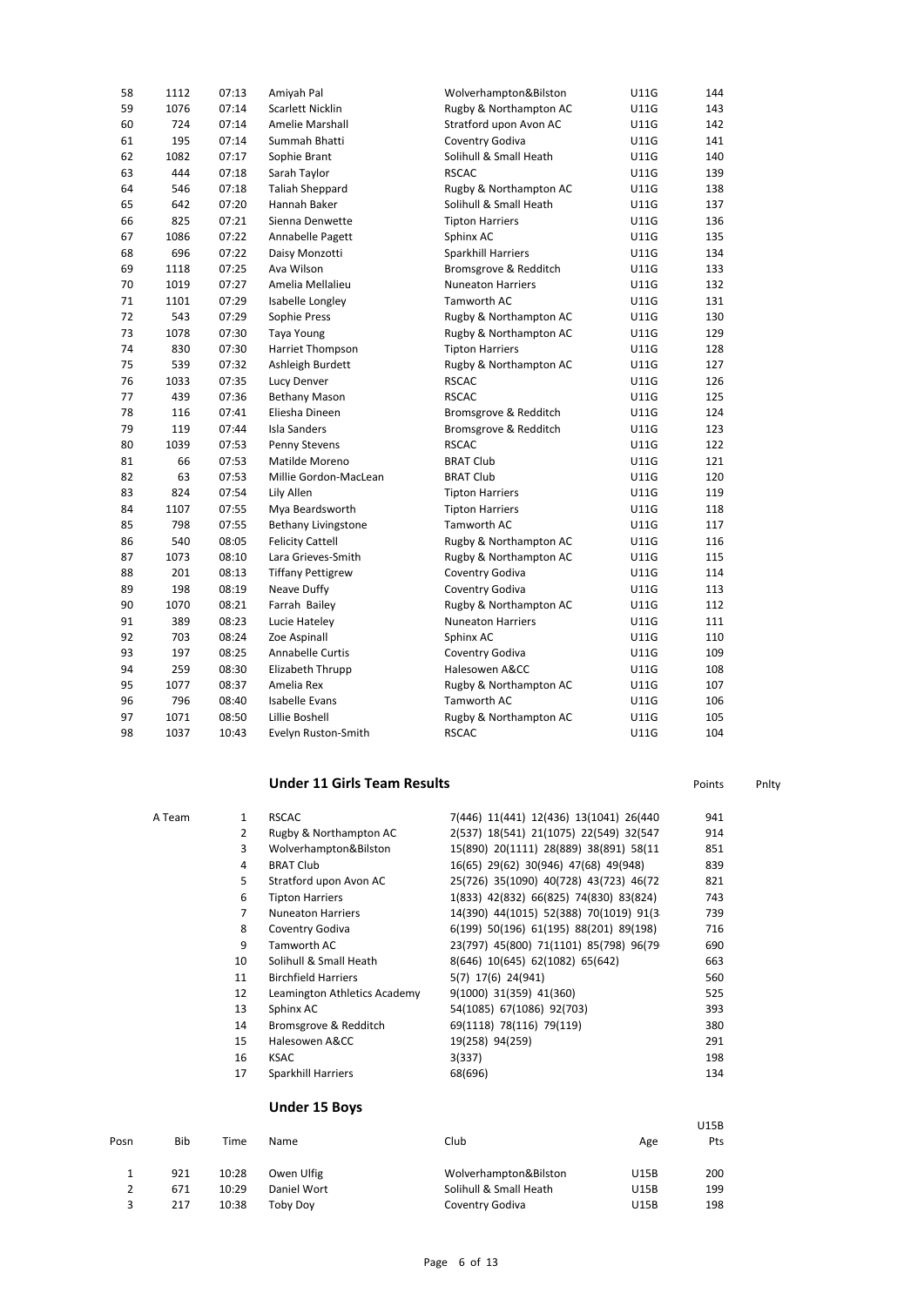| 58 | 1112 | 07:13 | Amiyah Pal | Wolverhampton&Bilston | U11G | 144 |
|---|---|---|---|---|---|---|
| 59 | 1076 | 07:14 | Scarlett Nicklin | Rugby & Northampton AC | U11G | 143 |
| 60 | 724 | 07:14 | Amelie Marshall | Stratford upon Avon AC | U11G | 142 |
| 61 | 195 | 07:14 | Summah Bhatti | Coventry Godiva | U11G | 141 |
| 62 | 1082 | 07:17 | Sophie Brant | Solihull & Small Heath | U11G | 140 |
| 63 | 444 | 07:18 | Sarah Taylor | RSCAC | U11G | 139 |
| 64 | 546 | 07:18 | Taliah Sheppard | Rugby & Northampton AC | U11G | 138 |
| 65 | 642 | 07:20 | Hannah Baker | Solihull & Small Heath | U11G | 137 |
| 66 | 825 | 07:21 | Sienna Denwette | Tipton Harriers | U11G | 136 |
| 67 | 1086 | 07:22 | Annabelle Pagett | Sphinx AC | U11G | 135 |
| 68 | 696 | 07:22 | Daisy Monzotti | Sparkhill Harriers | U11G | 134 |
| 69 | 1118 | 07:25 | Ava Wilson | Bromsgrove & Redditch | U11G | 133 |
| 70 | 1019 | 07:27 | Amelia Mellalieu | Nuneaton Harriers | U11G | 132 |
| 71 | 1101 | 07:29 | Isabelle Longley | Tamworth AC | U11G | 131 |
| 72 | 543 | 07:29 | Sophie Press | Rugby & Northampton AC | U11G | 130 |
| 73 | 1078 | 07:30 | Taya Young | Rugby & Northampton AC | U11G | 129 |
| 74 | 830 | 07:30 | Harriet Thompson | Tipton Harriers | U11G | 128 |
| 75 | 539 | 07:32 | Ashleigh Burdett | Rugby & Northampton AC | U11G | 127 |
| 76 | 1033 | 07:35 | Lucy Denver | RSCAC | U11G | 126 |
| 77 | 439 | 07:36 | Bethany Mason | RSCAC | U11G | 125 |
| 78 | 116 | 07:41 | Eliesha Dineen | Bromsgrove & Redditch | U11G | 124 |
| 79 | 119 | 07:44 | Isla Sanders | Bromsgrove & Redditch | U11G | 123 |
| 80 | 1039 | 07:53 | Penny Stevens | RSCAC | U11G | 122 |
| 81 | 66 | 07:53 | Matilde Moreno | BRAT Club | U11G | 121 |
| 82 | 63 | 07:53 | Millie Gordon-MacLean | BRAT Club | U11G | 120 |
| 83 | 824 | 07:54 | Lily Allen | Tipton Harriers | U11G | 119 |
| 84 | 1107 | 07:55 | Mya Beardsworth | Tipton Harriers | U11G | 118 |
| 85 | 798 | 07:55 | Bethany Livingstone | Tamworth AC | U11G | 117 |
| 86 | 540 | 08:05 | Felicity Cattell | Rugby & Northampton AC | U11G | 116 |
| 87 | 1073 | 08:10 | Lara Grieves-Smith | Rugby & Northampton AC | U11G | 115 |
| 88 | 201 | 08:13 | Tiffany Pettigrew | Coventry Godiva | U11G | 114 |
| 89 | 198 | 08:19 | Neave Duffy | Coventry Godiva | U11G | 113 |
| 90 | 1070 | 08:21 | Farrah Bailey | Rugby & Northampton AC | U11G | 112 |
| 91 | 389 | 08:23 | Lucie Hateley | Nuneaton Harriers | U11G | 111 |
| 92 | 703 | 08:24 | Zoe Aspinall | Sphinx AC | U11G | 110 |
| 93 | 197 | 08:25 | Annabelle Curtis | Coventry Godiva | U11G | 109 |
| 94 | 259 | 08:30 | Elizabeth Thrupp | Halesowen A&CC | U11G | 108 |
| 95 | 1077 | 08:37 | Amelia Rex | Rugby & Northampton AC | U11G | 107 |
| 96 | 796 | 08:40 | Isabelle Evans | Tamworth AC | U11G | 106 |
| 97 | 1071 | 08:50 | Lillie Boshell | Rugby & Northampton AC | U11G | 105 |
| 98 | 1037 | 10:43 | Evelyn Ruston-Smith | RSCAC | U11G | 104 |

## Under 11 Girls Team Results

| | | | | Points | Pnlty |
|---|---|---|---|---|---|
| A Team | 1 | RSCAC | 7(446) 11(441) 12(436) 13(1041) 26(440 | 941 | |
| | 2 | Rugby & Northampton AC | 2(537) 18(541) 21(1075) 22(549) 32(547 | 914 | |
| | 3 | Wolverhampton&Bilston | 15(890) 20(1111) 28(889) 38(891) 58(11 | 851 | |
| | 4 | BRAT Club | 16(65) 29(62) 30(946) 47(68) 49(948) | 839 | |
| | 5 | Stratford upon Avon AC | 25(726) 35(1090) 40(728) 43(723) 46(72 | 821 | |
| | 6 | Tipton Harriers | 1(833) 42(832) 66(825) 74(830) 83(824) | 743 | |
| | 7 | Nuneaton Harriers | 14(390) 44(1015) 52(388) 70(1019) 91(3 | 739 | |
| | 8 | Coventry Godiva | 6(199) 50(196) 61(195) 88(201) 89(198) | 716 | |
| | 9 | Tamworth AC | 23(797) 45(800) 71(1101) 85(798) 96(79 | 690 | |
| | 10 | Solihull & Small Heath | 8(646) 10(645) 62(1082) 65(642) | 663 | |
| | 11 | Birchfield Harriers | 5(7) 17(6) 24(941) | 560 | |
| | 12 | Leamington Athletics Academy | 9(1000) 31(359) 41(360) | 525 | |
| | 13 | Sphinx AC | 54(1085) 67(1086) 92(703) | 393 | |
| | 14 | Bromsgrove & Redditch | 69(1118) 78(116) 79(119) | 380 | |
| | 15 | Halesowen A&CC | 19(258) 94(259) | 291 | |
| | 16 | KSAC | 3(337) | 198 | |
| | 17 | Sparkhill Harriers | 68(696) | 134 | |

## Under 15 Boys

| Posn | Bib | Time | Name | Club | Age | U15B Pts |
|---|---|---|---|---|---|---|
| 1 | 921 | 10:28 | Owen Ulfig | Wolverhampton&Bilston | U15B | 200 |
| 2 | 671 | 10:29 | Daniel Wort | Solihull & Small Heath | U15B | 199 |
| 3 | 217 | 10:38 | Toby Doy | Coventry Godiva | U15B | 198 |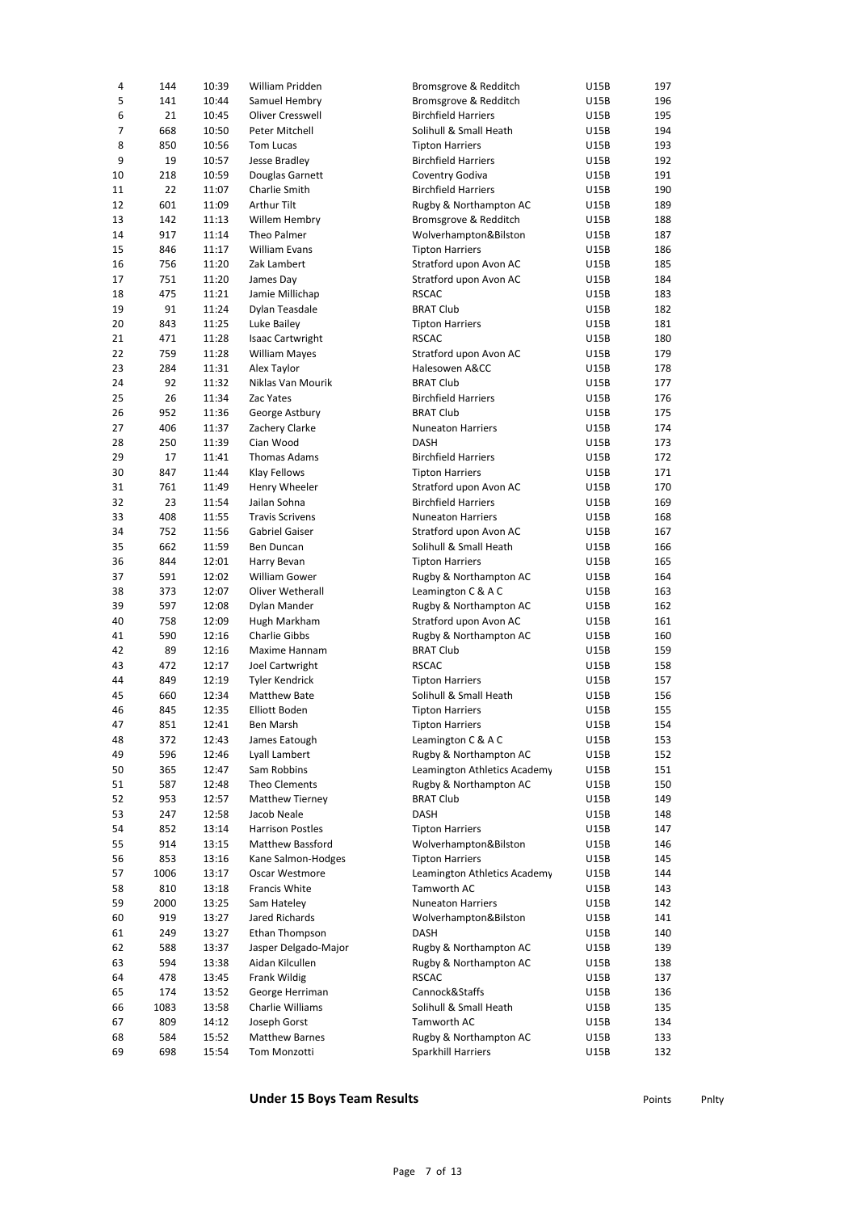| | | | | | | |
|---|---|---|---|---|---|---|
| 4 | 144 | 10:39 | William Pridden | Bromsgrove & Redditch | U15B | 197 |
| 5 | 141 | 10:44 | Samuel Hembry | Bromsgrove & Redditch | U15B | 196 |
| 6 | 21 | 10:45 | Oliver Cresswell | Birchfield Harriers | U15B | 195 |
| 7 | 668 | 10:50 | Peter Mitchell | Solihull & Small Heath | U15B | 194 |
| 8 | 850 | 10:56 | Tom Lucas | Tipton Harriers | U15B | 193 |
| 9 | 19 | 10:57 | Jesse Bradley | Birchfield Harriers | U15B | 192 |
| 10 | 218 | 10:59 | Douglas Garnett | Coventry Godiva | U15B | 191 |
| 11 | 22 | 11:07 | Charlie Smith | Birchfield Harriers | U15B | 190 |
| 12 | 601 | 11:09 | Arthur Tilt | Rugby & Northampton AC | U15B | 189 |
| 13 | 142 | 11:13 | Willem Hembry | Bromsgrove & Redditch | U15B | 188 |
| 14 | 917 | 11:14 | Theo Palmer | Wolverhampton&Bilston | U15B | 187 |
| 15 | 846 | 11:17 | William Evans | Tipton Harriers | U15B | 186 |
| 16 | 756 | 11:20 | Zak Lambert | Stratford upon Avon AC | U15B | 185 |
| 17 | 751 | 11:20 | James Day | Stratford upon Avon AC | U15B | 184 |
| 18 | 475 | 11:21 | Jamie Millichap | RSCAC | U15B | 183 |
| 19 | 91 | 11:24 | Dylan Teasdale | BRAT Club | U15B | 182 |
| 20 | 843 | 11:25 | Luke Bailey | Tipton Harriers | U15B | 181 |
| 21 | 471 | 11:28 | Isaac Cartwright | RSCAC | U15B | 180 |
| 22 | 759 | 11:28 | William Mayes | Stratford upon Avon AC | U15B | 179 |
| 23 | 284 | 11:31 | Alex Taylor | Halesowen A&CC | U15B | 178 |
| 24 | 92 | 11:32 | Niklas Van Mourik | BRAT Club | U15B | 177 |
| 25 | 26 | 11:34 | Zac Yates | Birchfield Harriers | U15B | 176 |
| 26 | 952 | 11:36 | George Astbury | BRAT Club | U15B | 175 |
| 27 | 406 | 11:37 | Zachery Clarke | Nuneaton Harriers | U15B | 174 |
| 28 | 250 | 11:39 | Cian Wood | DASH | U15B | 173 |
| 29 | 17 | 11:41 | Thomas Adams | Birchfield Harriers | U15B | 172 |
| 30 | 847 | 11:44 | Klay Fellows | Tipton Harriers | U15B | 171 |
| 31 | 761 | 11:49 | Henry Wheeler | Stratford upon Avon AC | U15B | 170 |
| 32 | 23 | 11:54 | Jailan Sohna | Birchfield Harriers | U15B | 169 |
| 33 | 408 | 11:55 | Travis Scrivens | Nuneaton Harriers | U15B | 168 |
| 34 | 752 | 11:56 | Gabriel Gaiser | Stratford upon Avon AC | U15B | 167 |
| 35 | 662 | 11:59 | Ben Duncan | Solihull & Small Heath | U15B | 166 |
| 36 | 844 | 12:01 | Harry Bevan | Tipton Harriers | U15B | 165 |
| 37 | 591 | 12:02 | William Gower | Rugby & Northampton AC | U15B | 164 |
| 38 | 373 | 12:07 | Oliver Wetherall | Leamington C & A C | U15B | 163 |
| 39 | 597 | 12:08 | Dylan Mander | Rugby & Northampton AC | U15B | 162 |
| 40 | 758 | 12:09 | Hugh Markham | Stratford upon Avon AC | U15B | 161 |
| 41 | 590 | 12:16 | Charlie Gibbs | Rugby & Northampton AC | U15B | 160 |
| 42 | 89 | 12:16 | Maxime Hannam | BRAT Club | U15B | 159 |
| 43 | 472 | 12:17 | Joel Cartwright | RSCAC | U15B | 158 |
| 44 | 849 | 12:19 | Tyler Kendrick | Tipton Harriers | U15B | 157 |
| 45 | 660 | 12:34 | Matthew Bate | Solihull & Small Heath | U15B | 156 |
| 46 | 845 | 12:35 | Elliott Boden | Tipton Harriers | U15B | 155 |
| 47 | 851 | 12:41 | Ben Marsh | Tipton Harriers | U15B | 154 |
| 48 | 372 | 12:43 | James Eatough | Leamington C & A C | U15B | 153 |
| 49 | 596 | 12:46 | Lyall Lambert | Rugby & Northampton AC | U15B | 152 |
| 50 | 365 | 12:47 | Sam Robbins | Leamington Athletics Academy | U15B | 151 |
| 51 | 587 | 12:48 | Theo Clements | Rugby & Northampton AC | U15B | 150 |
| 52 | 953 | 12:57 | Matthew Tierney | BRAT Club | U15B | 149 |
| 53 | 247 | 12:58 | Jacob Neale | DASH | U15B | 148 |
| 54 | 852 | 13:14 | Harrison Postles | Tipton Harriers | U15B | 147 |
| 55 | 914 | 13:15 | Matthew Bassford | Wolverhampton&Bilston | U15B | 146 |
| 56 | 853 | 13:16 | Kane Salmon-Hodges | Tipton Harriers | U15B | 145 |
| 57 | 1006 | 13:17 | Oscar Westmore | Leamington Athletics Academy | U15B | 144 |
| 58 | 810 | 13:18 | Francis White | Tamworth AC | U15B | 143 |
| 59 | 2000 | 13:25 | Sam Hateley | Nuneaton Harriers | U15B | 142 |
| 60 | 919 | 13:27 | Jared Richards | Wolverhampton&Bilston | U15B | 141 |
| 61 | 249 | 13:27 | Ethan Thompson | DASH | U15B | 140 |
| 62 | 588 | 13:37 | Jasper Delgado-Major | Rugby & Northampton AC | U15B | 139 |
| 63 | 594 | 13:38 | Aidan Kilcullen | Rugby & Northampton AC | U15B | 138 |
| 64 | 478 | 13:45 | Frank Wildig | RSCAC | U15B | 137 |
| 65 | 174 | 13:52 | George Herriman | Cannock&Staffs | U15B | 136 |
| 66 | 1083 | 13:58 | Charlie Williams | Solihull & Small Heath | U15B | 135 |
| 67 | 809 | 14:12 | Joseph Gorst | Tamworth AC | U15B | 134 |
| 68 | 584 | 15:52 | Matthew Barnes | Rugby & Northampton AC | U15B | 133 |
| 69 | 698 | 15:54 | Tom Monzotti | Sparkhill Harriers | U15B | 132 |

**Under 15 Boys Team Results** Points Pnlty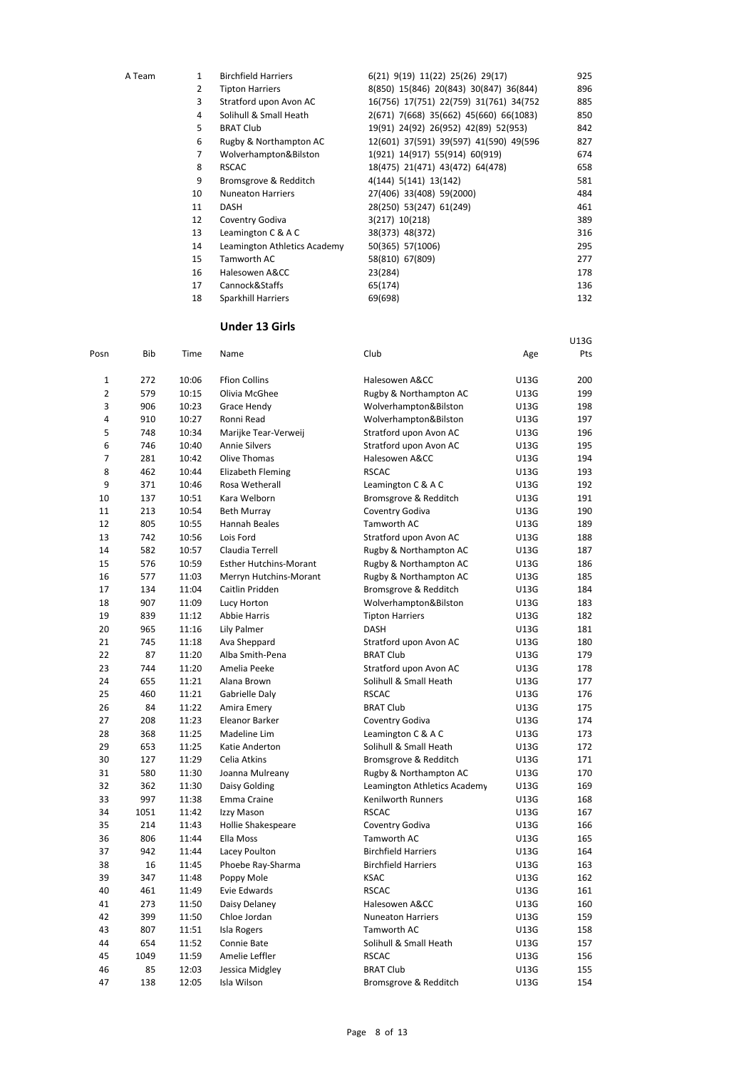| A Team | Posn | Club | Scorers | Pts |
|---|---|---|---|---|
| A Team | 1 | Birchfield Harriers | 6(21) 9(19) 11(22) 25(26) 29(17) | 925 |
| | 2 | Tipton Harriers | 8(850) 15(846) 20(843) 30(847) 36(844) | 896 |
| | 3 | Stratford upon Avon AC | 16(756) 17(751) 22(759) 31(761) 34(752 | 885 |
| | 4 | Solihull & Small Heath | 2(671) 7(668) 35(662) 45(660) 66(1083) | 850 |
| | 5 | BRAT Club | 19(91) 24(92) 26(952) 42(89) 52(953) | 842 |
| | 6 | Rugby & Northampton AC | 12(601) 37(591) 39(597) 41(590) 49(596 | 827 |
| | 7 | Wolverhampton&Bilston | 1(921) 14(917) 55(914) 60(919) | 674 |
| | 8 | RSCAC | 18(475) 21(471) 43(472) 64(478) | 658 |
| | 9 | Bromsgrove & Redditch | 4(144) 5(141) 13(142) | 581 |
| | 10 | Nuneaton Harriers | 27(406) 33(408) 59(2000) | 484 |
| | 11 | DASH | 28(250) 53(247) 61(249) | 461 |
| | 12 | Coventry Godiva | 3(217) 10(218) | 389 |
| | 13 | Leamington C & A C | 38(373) 48(372) | 316 |
| | 14 | Leamington Athletics Academy | 50(365) 57(1006) | 295 |
| | 15 | Tamworth AC | 58(810) 67(809) | 277 |
| | 16 | Halesowen A&CC | 23(284) | 178 |
| | 17 | Cannock&Staffs | 65(174) | 136 |
| | 18 | Sparkhill Harriers | 69(698) | 132 |

## Under 13 Girls

| Posn | Bib | Time | Name | Club | Age | U13G Pts |
|---|---|---|---|---|---|---|
| 1 | 272 | 10:06 | Ffion Collins | Halesowen A&CC | U13G | 200 |
| 2 | 579 | 10:15 | Olivia McGhee | Rugby & Northampton AC | U13G | 199 |
| 3 | 906 | 10:23 | Grace Hendy | Wolverhampton&Bilston | U13G | 198 |
| 4 | 910 | 10:27 | Ronni Read | Wolverhampton&Bilston | U13G | 197 |
| 5 | 748 | 10:34 | Marijke Tear-Verweij | Stratford upon Avon AC | U13G | 196 |
| 6 | 746 | 10:40 | Annie Silvers | Stratford upon Avon AC | U13G | 195 |
| 7 | 281 | 10:42 | Olive Thomas | Halesowen A&CC | U13G | 194 |
| 8 | 462 | 10:44 | Elizabeth Fleming | RSCAC | U13G | 193 |
| 9 | 371 | 10:46 | Rosa Wetherall | Leamington C & A C | U13G | 192 |
| 10 | 137 | 10:51 | Kara Welborn | Bromsgrove & Redditch | U13G | 191 |
| 11 | 213 | 10:54 | Beth Murray | Coventry Godiva | U13G | 190 |
| 12 | 805 | 10:55 | Hannah Beales | Tamworth AC | U13G | 189 |
| 13 | 742 | 10:56 | Lois Ford | Stratford upon Avon AC | U13G | 188 |
| 14 | 582 | 10:57 | Claudia Terrell | Rugby & Northampton AC | U13G | 187 |
| 15 | 576 | 10:59 | Esther Hutchins-Morant | Rugby & Northampton AC | U13G | 186 |
| 16 | 577 | 11:03 | Merryn Hutchins-Morant | Rugby & Northampton AC | U13G | 185 |
| 17 | 134 | 11:04 | Caitlin Pridden | Bromsgrove & Redditch | U13G | 184 |
| 18 | 907 | 11:09 | Lucy Horton | Wolverhampton&Bilston | U13G | 183 |
| 19 | 839 | 11:12 | Abbie Harris | Tipton Harriers | U13G | 182 |
| 20 | 965 | 11:16 | Lily Palmer | DASH | U13G | 181 |
| 21 | 745 | 11:18 | Ava Sheppard | Stratford upon Avon AC | U13G | 180 |
| 22 | 87 | 11:20 | Alba Smith-Pena | BRAT Club | U13G | 179 |
| 23 | 744 | 11:20 | Amelia Peeke | Stratford upon Avon AC | U13G | 178 |
| 24 | 655 | 11:21 | Alana Brown | Solihull & Small Heath | U13G | 177 |
| 25 | 460 | 11:21 | Gabrielle Daly | RSCAC | U13G | 176 |
| 26 | 84 | 11:22 | Amira Emery | BRAT Club | U13G | 175 |
| 27 | 208 | 11:23 | Eleanor Barker | Coventry Godiva | U13G | 174 |
| 28 | 368 | 11:25 | Madeline Lim | Leamington C & A C | U13G | 173 |
| 29 | 653 | 11:25 | Katie Anderton | Solihull & Small Heath | U13G | 172 |
| 30 | 127 | 11:29 | Celia Atkins | Bromsgrove & Redditch | U13G | 171 |
| 31 | 580 | 11:30 | Joanna Mulreany | Rugby & Northampton AC | U13G | 170 |
| 32 | 362 | 11:30 | Daisy Golding | Leamington Athletics Academy | U13G | 169 |
| 33 | 997 | 11:38 | Emma Craine | Kenilworth Runners | U13G | 168 |
| 34 | 1051 | 11:42 | Izzy Mason | RSCAC | U13G | 167 |
| 35 | 214 | 11:43 | Hollie Shakespeare | Coventry Godiva | U13G | 166 |
| 36 | 806 | 11:44 | Ella Moss | Tamworth AC | U13G | 165 |
| 37 | 942 | 11:44 | Lacey Poulton | Birchfield Harriers | U13G | 164 |
| 38 | 16 | 11:45 | Phoebe Ray-Sharma | Birchfield Harriers | U13G | 163 |
| 39 | 347 | 11:48 | Poppy Mole | KSAC | U13G | 162 |
| 40 | 461 | 11:49 | Evie Edwards | RSCAC | U13G | 161 |
| 41 | 273 | 11:50 | Daisy Delaney | Halesowen A&CC | U13G | 160 |
| 42 | 399 | 11:50 | Chloe Jordan | Nuneaton Harriers | U13G | 159 |
| 43 | 807 | 11:51 | Isla Rogers | Tamworth AC | U13G | 158 |
| 44 | 654 | 11:52 | Connie Bate | Solihull & Small Heath | U13G | 157 |
| 45 | 1049 | 11:59 | Amelie Leffler | RSCAC | U13G | 156 |
| 46 | 85 | 12:03 | Jessica Midgley | BRAT Club | U13G | 155 |
| 47 | 138 | 12:05 | Isla Wilson | Bromsgrove & Redditch | U13G | 154 |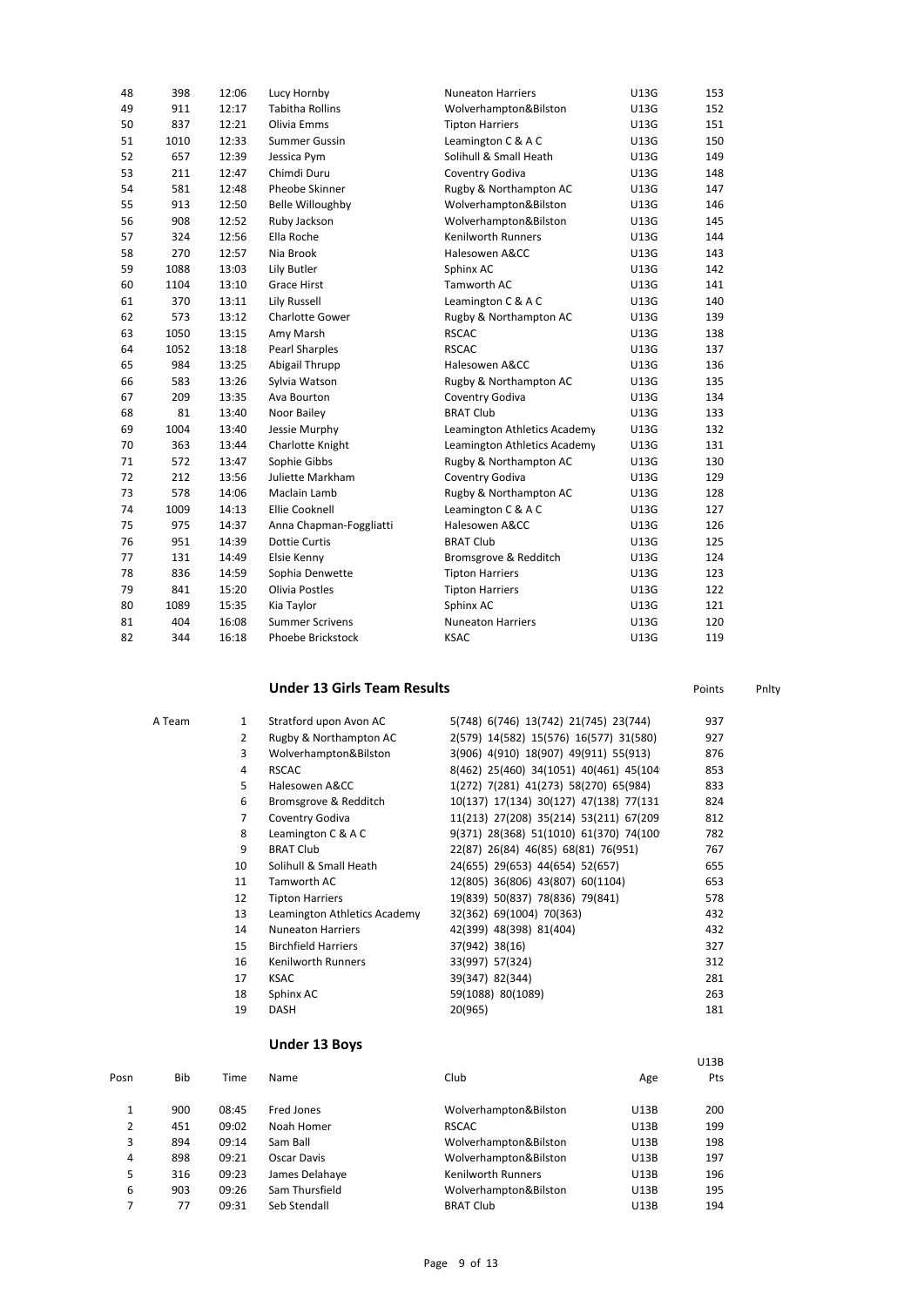| | | | | | | |
|---|---|---|---|---|---|---|
| 48 | 398 | 12:06 | Lucy Hornby | Nuneaton Harriers | U13G | 153 |
| 49 | 911 | 12:17 | Tabitha Rollins | Wolverhampton&Bilston | U13G | 152 |
| 50 | 837 | 12:21 | Olivia Emms | Tipton Harriers | U13G | 151 |
| 51 | 1010 | 12:33 | Summer Gussin | Leamington C & A C | U13G | 150 |
| 52 | 657 | 12:39 | Jessica Pym | Solihull & Small Heath | U13G | 149 |
| 53 | 211 | 12:47 | Chimdi Duru | Coventry Godiva | U13G | 148 |
| 54 | 581 | 12:48 | Pheobe Skinner | Rugby & Northampton AC | U13G | 147 |
| 55 | 913 | 12:50 | Belle Willoughby | Wolverhampton&Bilston | U13G | 146 |
| 56 | 908 | 12:52 | Ruby Jackson | Wolverhampton&Bilston | U13G | 145 |
| 57 | 324 | 12:56 | Ella Roche | Kenilworth Runners | U13G | 144 |
| 58 | 270 | 12:57 | Nia Brook | Halesowen A&CC | U13G | 143 |
| 59 | 1088 | 13:03 | Lily Butler | Sphinx AC | U13G | 142 |
| 60 | 1104 | 13:10 | Grace Hirst | Tamworth AC | U13G | 141 |
| 61 | 370 | 13:11 | Lily Russell | Leamington C & A C | U13G | 140 |
| 62 | 573 | 13:12 | Charlotte Gower | Rugby & Northampton AC | U13G | 139 |
| 63 | 1050 | 13:15 | Amy Marsh | RSCAC | U13G | 138 |
| 64 | 1052 | 13:18 | Pearl Sharples | RSCAC | U13G | 137 |
| 65 | 984 | 13:25 | Abigail Thrupp | Halesowen A&CC | U13G | 136 |
| 66 | 583 | 13:26 | Sylvia Watson | Rugby & Northampton AC | U13G | 135 |
| 67 | 209 | 13:35 | Ava Bourton | Coventry Godiva | U13G | 134 |
| 68 | 81 | 13:40 | Noor Bailey | BRAT Club | U13G | 133 |
| 69 | 1004 | 13:40 | Jessie Murphy | Leamington Athletics Academy | U13G | 132 |
| 70 | 363 | 13:44 | Charlotte Knight | Leamington Athletics Academy | U13G | 131 |
| 71 | 572 | 13:47 | Sophie Gibbs | Rugby & Northampton AC | U13G | 130 |
| 72 | 212 | 13:56 | Juliette Markham | Coventry Godiva | U13G | 129 |
| 73 | 578 | 14:06 | Maclain Lamb | Rugby & Northampton AC | U13G | 128 |
| 74 | 1009 | 14:13 | Ellie Cooknell | Leamington C & A C | U13G | 127 |
| 75 | 975 | 14:37 | Anna Chapman-Foggliatti | Halesowen A&CC | U13G | 126 |
| 76 | 951 | 14:39 | Dottie Curtis | BRAT Club | U13G | 125 |
| 77 | 131 | 14:49 | Elsie Kenny | Bromsgrove & Redditch | U13G | 124 |
| 78 | 836 | 14:59 | Sophia Denwette | Tipton Harriers | U13G | 123 |
| 79 | 841 | 15:20 | Olivia Postles | Tipton Harriers | U13G | 122 |
| 80 | 1089 | 15:35 | Kia Taylor | Sphinx AC | U13G | 121 |
| 81 | 404 | 16:08 | Summer Scrivens | Nuneaton Harriers | U13G | 120 |
| 82 | 344 | 16:18 | Phoebe Brickstock | KSAC | U13G | 119 |

## Under 13 Girls Team Results

| | | Team | Members | Points | Pnlty |
|---|---|---|---|---|---|
| A Team | 1 | Stratford upon Avon AC | 5(748) 6(746) 13(742) 21(745) 23(744) | 937 | |
| | 2 | Rugby & Northampton AC | 2(579) 14(582) 15(576) 16(577) 31(580) | 927 | |
| | 3 | Wolverhampton&Bilston | 3(906) 4(910) 18(907) 49(911) 55(913) | 876 | |
| | 4 | RSCAC | 8(462) 25(460) 34(1051) 40(461) 45(104 | 853 | |
| | 5 | Halesowen A&CC | 1(272) 7(281) 41(273) 58(270) 65(984) | 833 | |
| | 6 | Bromsgrove & Redditch | 10(137) 17(134) 30(127) 47(138) 77(131 | 824 | |
| | 7 | Coventry Godiva | 11(213) 27(208) 35(214) 53(211) 67(209 | 812 | |
| | 8 | Leamington C & A C | 9(371) 28(368) 51(1010) 61(370) 74(100 | 782 | |
| | 9 | BRAT Club | 22(87) 26(84) 46(85) 68(81) 76(951) | 767 | |
| | 10 | Solihull & Small Heath | 24(655) 29(653) 44(654) 52(657) | 655 | |
| | 11 | Tamworth AC | 12(805) 36(806) 43(807) 60(1104) | 653 | |
| | 12 | Tipton Harriers | 19(839) 50(837) 78(836) 79(841) | 578 | |
| | 13 | Leamington Athletics Academy | 32(362) 69(1004) 70(363) | 432 | |
| | 14 | Nuneaton Harriers | 42(399) 48(398) 81(404) | 432 | |
| | 15 | Birchfield Harriers | 37(942) 38(16) | 327 | |
| | 16 | Kenilworth Runners | 33(997) 57(324) | 312 | |
| | 17 | KSAC | 39(347) 82(344) | 281 | |
| | 18 | Sphinx AC | 59(1088) 80(1089) | 263 | |
| | 19 | DASH | 20(965) | 181 | |

## Under 13 Boys

| Posn | Bib | Time | Name | Club | Age | U13B Pts |
|---|---|---|---|---|---|---|
| 1 | 900 | 08:45 | Fred Jones | Wolverhampton&Bilston | U13B | 200 |
| 2 | 451 | 09:02 | Noah Homer | RSCAC | U13B | 199 |
| 3 | 894 | 09:14 | Sam Ball | Wolverhampton&Bilston | U13B | 198 |
| 4 | 898 | 09:21 | Oscar Davis | Wolverhampton&Bilston | U13B | 197 |
| 5 | 316 | 09:23 | James Delahaye | Kenilworth Runners | U13B | 196 |
| 6 | 903 | 09:26 | Sam Thursfield | Wolverhampton&Bilston | U13B | 195 |
| 7 | 77 | 09:31 | Seb Stendall | BRAT Club | U13B | 194 |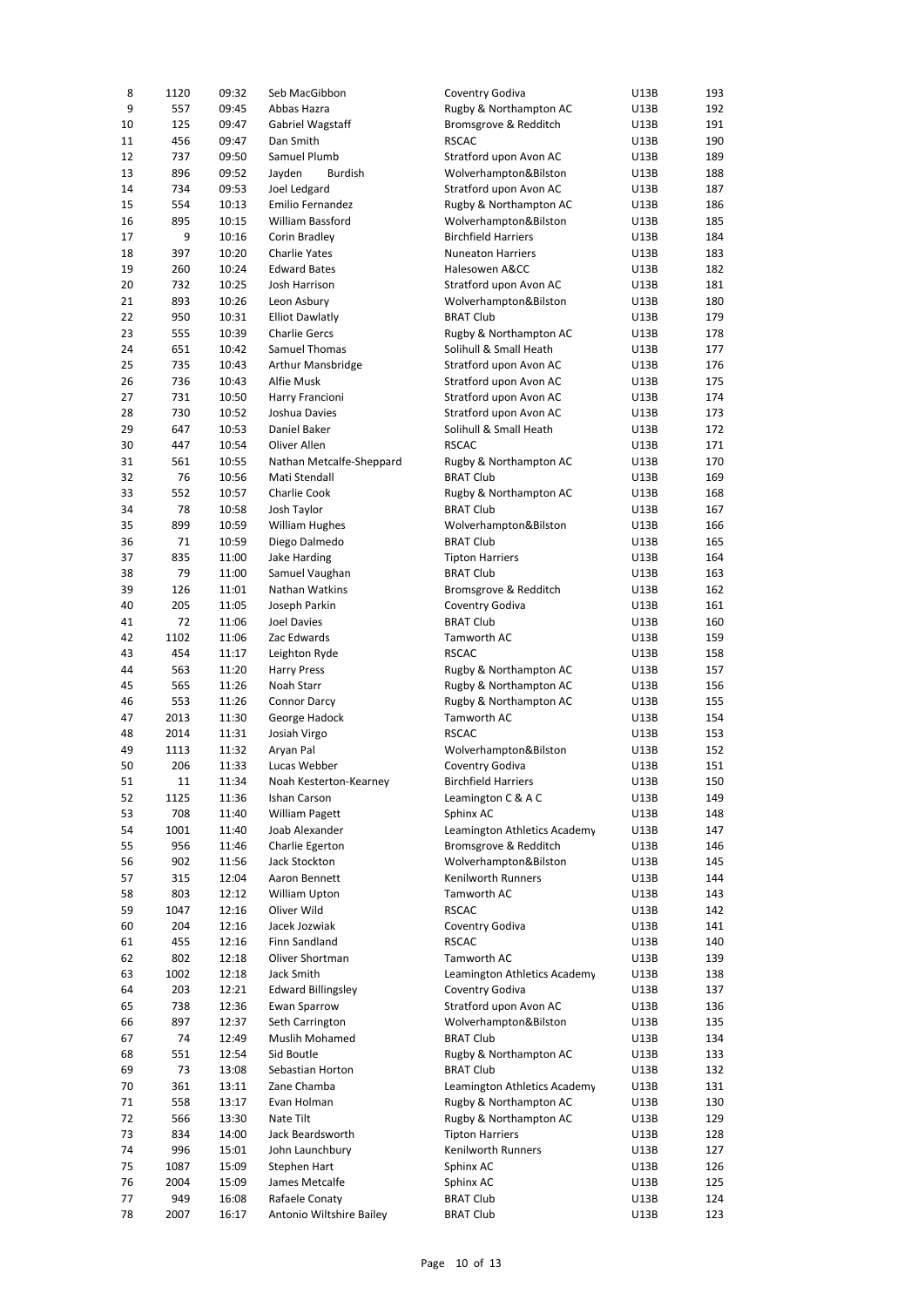| | | | | | | |
|---|---|---|---|---|---|---|
| 8 | 1120 | 09:32 | Seb MacGibbon | Coventry Godiva | U13B | 193 |
| 9 | 557 | 09:45 | Abbas Hazra | Rugby & Northampton AC | U13B | 192 |
| 10 | 125 | 09:47 | Gabriel Wagstaff | Bromsgrove & Redditch | U13B | 191 |
| 11 | 456 | 09:47 | Dan Smith | RSCAC | U13B | 190 |
| 12 | 737 | 09:50 | Samuel Plumb | Stratford upon Avon AC | U13B | 189 |
| 13 | 896 | 09:52 | Jayden Burdish | Wolverhampton&Bilston | U13B | 188 |
| 14 | 734 | 09:53 | Joel Ledgard | Stratford upon Avon AC | U13B | 187 |
| 15 | 554 | 10:13 | Emilio Fernandez | Rugby & Northampton AC | U13B | 186 |
| 16 | 895 | 10:15 | William Bassford | Wolverhampton&Bilston | U13B | 185 |
| 17 | 9 | 10:16 | Corin Bradley | Birchfield Harriers | U13B | 184 |
| 18 | 397 | 10:20 | Charlie Yates | Nuneaton Harriers | U13B | 183 |
| 19 | 260 | 10:24 | Edward Bates | Halesowen A&CC | U13B | 182 |
| 20 | 732 | 10:25 | Josh Harrison | Stratford upon Avon AC | U13B | 181 |
| 21 | 893 | 10:26 | Leon Asbury | Wolverhampton&Bilston | U13B | 180 |
| 22 | 950 | 10:31 | Elliot Dawlatly | BRAT Club | U13B | 179 |
| 23 | 555 | 10:39 | Charlie Gercs | Rugby & Northampton AC | U13B | 178 |
| 24 | 651 | 10:42 | Samuel Thomas | Solihull & Small Heath | U13B | 177 |
| 25 | 735 | 10:43 | Arthur Mansbridge | Stratford upon Avon AC | U13B | 176 |
| 26 | 736 | 10:43 | Alfie Musk | Stratford upon Avon AC | U13B | 175 |
| 27 | 731 | 10:50 | Harry Francioni | Stratford upon Avon AC | U13B | 174 |
| 28 | 730 | 10:52 | Joshua Davies | Stratford upon Avon AC | U13B | 173 |
| 29 | 647 | 10:53 | Daniel Baker | Solihull & Small Heath | U13B | 172 |
| 30 | 447 | 10:54 | Oliver Allen | RSCAC | U13B | 171 |
| 31 | 561 | 10:55 | Nathan Metcalfe-Sheppard | Rugby & Northampton AC | U13B | 170 |
| 32 | 76 | 10:56 | Mati Stendall | BRAT Club | U13B | 169 |
| 33 | 552 | 10:57 | Charlie Cook | Rugby & Northampton AC | U13B | 168 |
| 34 | 78 | 10:58 | Josh Taylor | BRAT Club | U13B | 167 |
| 35 | 899 | 10:59 | William Hughes | Wolverhampton&Bilston | U13B | 166 |
| 36 | 71 | 10:59 | Diego Dalmedo | BRAT Club | U13B | 165 |
| 37 | 835 | 11:00 | Jake Harding | Tipton Harriers | U13B | 164 |
| 38 | 79 | 11:00 | Samuel Vaughan | BRAT Club | U13B | 163 |
| 39 | 126 | 11:01 | Nathan Watkins | Bromsgrove & Redditch | U13B | 162 |
| 40 | 205 | 11:05 | Joseph Parkin | Coventry Godiva | U13B | 161 |
| 41 | 72 | 11:06 | Joel Davies | BRAT Club | U13B | 160 |
| 42 | 1102 | 11:06 | Zac Edwards | Tamworth AC | U13B | 159 |
| 43 | 454 | 11:17 | Leighton Ryde | RSCAC | U13B | 158 |
| 44 | 563 | 11:20 | Harry Press | Rugby & Northampton AC | U13B | 157 |
| 45 | 565 | 11:26 | Noah Starr | Rugby & Northampton AC | U13B | 156 |
| 46 | 553 | 11:26 | Connor Darcy | Rugby & Northampton AC | U13B | 155 |
| 47 | 2013 | 11:30 | George Hadock | Tamworth AC | U13B | 154 |
| 48 | 2014 | 11:31 | Josiah Virgo | RSCAC | U13B | 153 |
| 49 | 1113 | 11:32 | Aryan Pal | Wolverhampton&Bilston | U13B | 152 |
| 50 | 206 | 11:33 | Lucas Webber | Coventry Godiva | U13B | 151 |
| 51 | 11 | 11:34 | Noah Kesterton-Kearney | Birchfield Harriers | U13B | 150 |
| 52 | 1125 | 11:36 | Ishan Carson | Leamington C & A C | U13B | 149 |
| 53 | 708 | 11:40 | William Pagett | Sphinx AC | U13B | 148 |
| 54 | 1001 | 11:40 | Joab Alexander | Leamington Athletics Academy | U13B | 147 |
| 55 | 956 | 11:46 | Charlie Egerton | Bromsgrove & Redditch | U13B | 146 |
| 56 | 902 | 11:56 | Jack Stockton | Wolverhampton&Bilston | U13B | 145 |
| 57 | 315 | 12:04 | Aaron Bennett | Kenilworth Runners | U13B | 144 |
| 58 | 803 | 12:12 | William Upton | Tamworth AC | U13B | 143 |
| 59 | 1047 | 12:16 | Oliver Wild | RSCAC | U13B | 142 |
| 60 | 204 | 12:16 | Jacek Jozwiak | Coventry Godiva | U13B | 141 |
| 61 | 455 | 12:16 | Finn Sandland | RSCAC | U13B | 140 |
| 62 | 802 | 12:18 | Oliver Shortman | Tamworth AC | U13B | 139 |
| 63 | 1002 | 12:18 | Jack Smith | Leamington Athletics Academy | U13B | 138 |
| 64 | 203 | 12:21 | Edward Billingsley | Coventry Godiva | U13B | 137 |
| 65 | 738 | 12:36 | Ewan Sparrow | Stratford upon Avon AC | U13B | 136 |
| 66 | 897 | 12:37 | Seth Carrington | Wolverhampton&Bilston | U13B | 135 |
| 67 | 74 | 12:49 | Muslih Mohamed | BRAT Club | U13B | 134 |
| 68 | 551 | 12:54 | Sid Boutle | Rugby & Northampton AC | U13B | 133 |
| 69 | 73 | 13:08 | Sebastian Horton | BRAT Club | U13B | 132 |
| 70 | 361 | 13:11 | Zane Chamba | Leamington Athletics Academy | U13B | 131 |
| 71 | 558 | 13:17 | Evan Holman | Rugby & Northampton AC | U13B | 130 |
| 72 | 566 | 13:30 | Nate Tilt | Rugby & Northampton AC | U13B | 129 |
| 73 | 834 | 14:00 | Jack Beardsworth | Tipton Harriers | U13B | 128 |
| 74 | 996 | 15:01 | John Launchbury | Kenilworth Runners | U13B | 127 |
| 75 | 1087 | 15:09 | Stephen Hart | Sphinx AC | U13B | 126 |
| 76 | 2004 | 15:09 | James Metcalfe | Sphinx AC | U13B | 125 |
| 77 | 949 | 16:08 | Rafaele Conaty | BRAT Club | U13B | 124 |
| 78 | 2007 | 16:17 | Antonio Wiltshire Bailey | BRAT Club | U13B | 123 |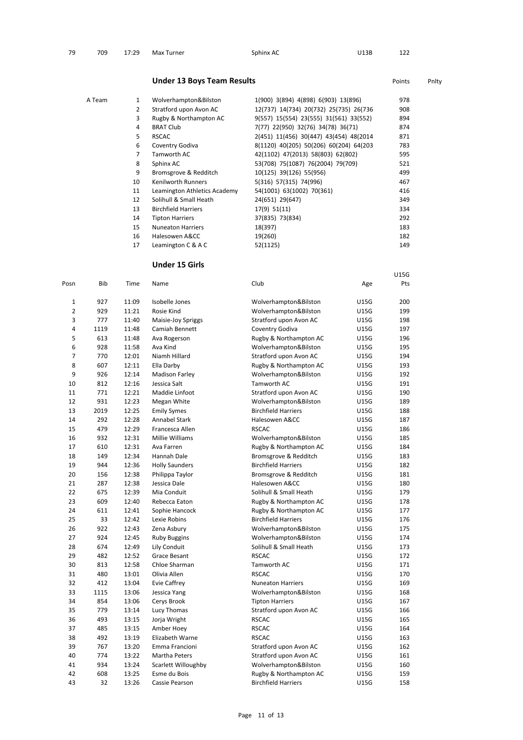| 79 | 709 | 17:29 | Max Turner | Sphinx AC | U13B | 122 |
|---|---|---|---|---|---|---|

## Under 13 Boys Team Results

| | | | | Points | Pnlty |
|---|---|---|---|---|---|
| A Team | 1 | Wolverhampton&Bilston | 1(900) 3(894) 4(898) 6(903) 13(896) | 978 | |
| | 2 | Stratford upon Avon AC | 12(737) 14(734) 20(732) 25(735) 26(736 | 908 | |
| | 3 | Rugby & Northampton AC | 9(557) 15(554) 23(555) 31(561) 33(552) | 894 | |
| | 4 | BRAT Club | 7(77) 22(950) 32(76) 34(78) 36(71) | 874 | |
| | 5 | RSCAC | 2(451) 11(456) 30(447) 43(454) 48(2014 | 871 | |
| | 6 | Coventry Godiva | 8(1120) 40(205) 50(206) 60(204) 64(203 | 783 | |
| | 7 | Tamworth AC | 42(1102) 47(2013) 58(803) 62(802) | 595 | |
| | 8 | Sphinx AC | 53(708) 75(1087) 76(2004) 79(709) | 521 | |
| | 9 | Bromsgrove & Redditch | 10(125) 39(126) 55(956) | 499 | |
| | 10 | Kenilworth Runners | 5(316) 57(315) 74(996) | 467 | |
| | 11 | Leamington Athletics Academy | 54(1001) 63(1002) 70(361) | 416 | |
| | 12 | Solihull & Small Heath | 24(651) 29(647) | 349 | |
| | 13 | Birchfield Harriers | 17(9) 51(11) | 334 | |
| | 14 | Tipton Harriers | 37(835) 73(834) | 292 | |
| | 15 | Nuneaton Harriers | 18(397) | 183 | |
| | 16 | Halesowen A&CC | 19(260) | 182 | |
| | 17 | Leamington C & A C | 52(1125) | 149 | |

## Under 15 Girls

| Posn | Bib | Time | Name | Club | Age | U15G Pts |
|---|---|---|---|---|---|---|
| 1 | 927 | 11:09 | Isobelle Jones | Wolverhampton&Bilston | U15G | 200 |
| 2 | 929 | 11:21 | Rosie Kind | Wolverhampton&Bilston | U15G | 199 |
| 3 | 777 | 11:40 | Maisie-Joy Spriggs | Stratford upon Avon AC | U15G | 198 |
| 4 | 1119 | 11:48 | Camiah Bennett | Coventry Godiva | U15G | 197 |
| 5 | 613 | 11:48 | Ava Rogerson | Rugby & Northampton AC | U15G | 196 |
| 6 | 928 | 11:58 | Ava Kind | Wolverhampton&Bilston | U15G | 195 |
| 7 | 770 | 12:01 | Niamh Hillard | Stratford upon Avon AC | U15G | 194 |
| 8 | 607 | 12:11 | Ella Darby | Rugby & Northampton AC | U15G | 193 |
| 9 | 926 | 12:14 | Madison Farley | Wolverhampton&Bilston | U15G | 192 |
| 10 | 812 | 12:16 | Jessica Salt | Tamworth AC | U15G | 191 |
| 11 | 771 | 12:21 | Maddie Linfoot | Stratford upon Avon AC | U15G | 190 |
| 12 | 931 | 12:23 | Megan White | Wolverhampton&Bilston | U15G | 189 |
| 13 | 2019 | 12:25 | Emily Symes | Birchfield Harriers | U15G | 188 |
| 14 | 292 | 12:28 | Annabel Stark | Halesowen A&CC | U15G | 187 |
| 15 | 479 | 12:29 | Francesca Allen | RSCAC | U15G | 186 |
| 16 | 932 | 12:31 | Millie Williams | Wolverhampton&Bilston | U15G | 185 |
| 17 | 610 | 12:31 | Ava Farren | Rugby & Northampton AC | U15G | 184 |
| 18 | 149 | 12:34 | Hannah Dale | Bromsgrove & Redditch | U15G | 183 |
| 19 | 944 | 12:36 | Holly Saunders | Birchfield Harriers | U15G | 182 |
| 20 | 156 | 12:38 | Philippa Taylor | Bromsgrove & Redditch | U15G | 181 |
| 21 | 287 | 12:38 | Jessica Dale | Halesowen A&CC | U15G | 180 |
| 22 | 675 | 12:39 | Mia Conduit | Solihull & Small Heath | U15G | 179 |
| 23 | 609 | 12:40 | Rebecca Eaton | Rugby & Northampton AC | U15G | 178 |
| 24 | 611 | 12:41 | Sophie Hancock | Rugby & Northampton AC | U15G | 177 |
| 25 | 33 | 12:42 | Lexie Robins | Birchfield Harriers | U15G | 176 |
| 26 | 922 | 12:43 | Zena Asbury | Wolverhampton&Bilston | U15G | 175 |
| 27 | 924 | 12:45 | Ruby Buggins | Wolverhampton&Bilston | U15G | 174 |
| 28 | 674 | 12:49 | Lily Conduit | Solihull & Small Heath | U15G | 173 |
| 29 | 482 | 12:52 | Grace Besant | RSCAC | U15G | 172 |
| 30 | 813 | 12:58 | Chloe Sharman | Tamworth AC | U15G | 171 |
| 31 | 480 | 13:01 | Olivia Allen | RSCAC | U15G | 170 |
| 32 | 412 | 13:04 | Evie Caffrey | Nuneaton Harriers | U15G | 169 |
| 33 | 1115 | 13:06 | Jessica Yang | Wolverhampton&Bilston | U15G | 168 |
| 34 | 854 | 13:06 | Cerys Brook | Tipton Harriers | U15G | 167 |
| 35 | 779 | 13:14 | Lucy Thomas | Stratford upon Avon AC | U15G | 166 |
| 36 | 493 | 13:15 | Jorja Wright | RSCAC | U15G | 165 |
| 37 | 485 | 13:15 | Amber Hoey | RSCAC | U15G | 164 |
| 38 | 492 | 13:19 | Elizabeth Warne | RSCAC | U15G | 163 |
| 39 | 767 | 13:20 | Emma Francioni | Stratford upon Avon AC | U15G | 162 |
| 40 | 774 | 13:22 | Martha Peters | Stratford upon Avon AC | U15G | 161 |
| 41 | 934 | 13:24 | Scarlett Willoughby | Wolverhampton&Bilston | U15G | 160 |
| 42 | 608 | 13:25 | Esme du Bois | Rugby & Northampton AC | U15G | 159 |
| 43 | 32 | 13:26 | Cassie Pearson | Birchfield Harriers | U15G | 158 |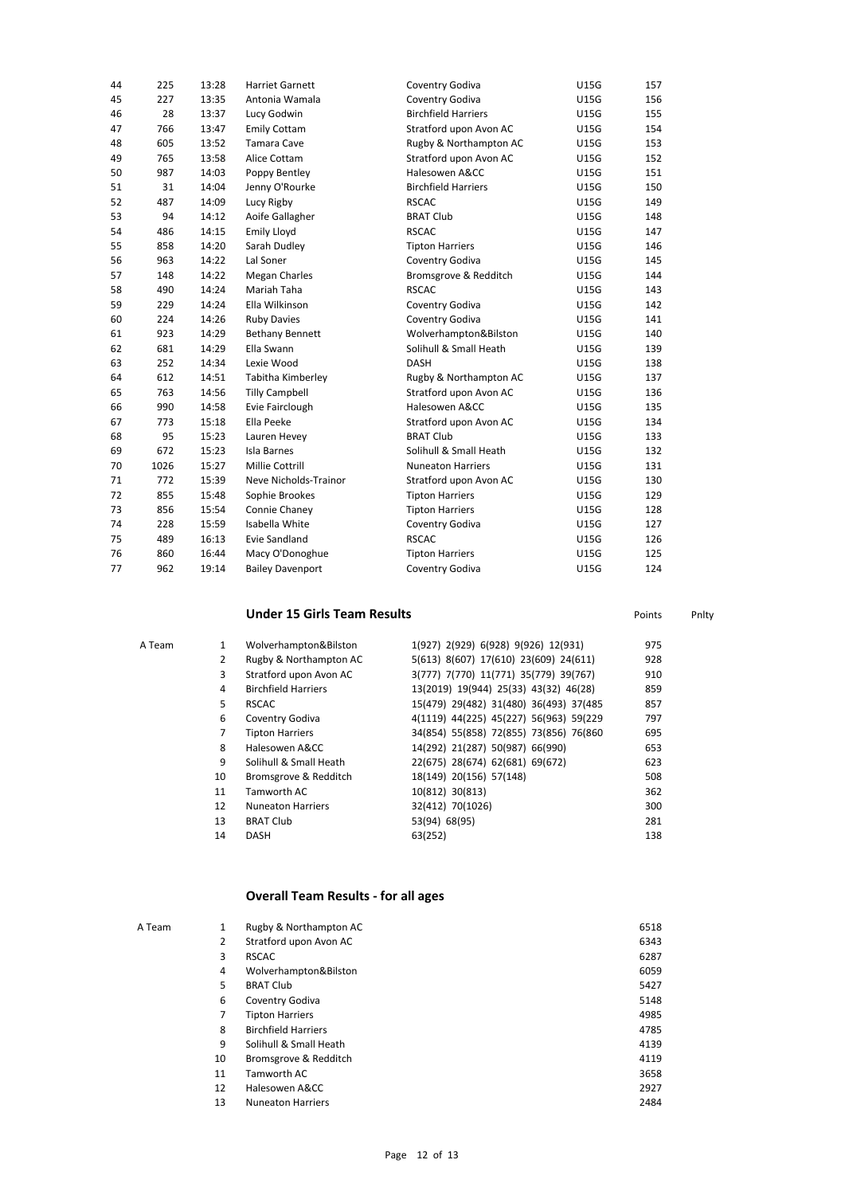| | | | | | | |
|---|---|---|---|---|---|---|
| 44 | 225 | 13:28 | Harriet Garnett | Coventry Godiva | U15G | 157 |
| 45 | 227 | 13:35 | Antonia Wamala | Coventry Godiva | U15G | 156 |
| 46 | 28 | 13:37 | Lucy Godwin | Birchfield Harriers | U15G | 155 |
| 47 | 766 | 13:47 | Emily Cottam | Stratford upon Avon AC | U15G | 154 |
| 48 | 605 | 13:52 | Tamara Cave | Rugby & Northampton AC | U15G | 153 |
| 49 | 765 | 13:58 | Alice Cottam | Stratford upon Avon AC | U15G | 152 |
| 50 | 987 | 14:03 | Poppy Bentley | Halesowen A&CC | U15G | 151 |
| 51 | 31 | 14:04 | Jenny O'Rourke | Birchfield Harriers | U15G | 150 |
| 52 | 487 | 14:09 | Lucy Rigby | RSCAC | U15G | 149 |
| 53 | 94 | 14:12 | Aoife Gallagher | BRAT Club | U15G | 148 |
| 54 | 486 | 14:15 | Emily Lloyd | RSCAC | U15G | 147 |
| 55 | 858 | 14:20 | Sarah Dudley | Tipton Harriers | U15G | 146 |
| 56 | 963 | 14:22 | Lal Soner | Coventry Godiva | U15G | 145 |
| 57 | 148 | 14:22 | Megan Charles | Bromsgrove & Redditch | U15G | 144 |
| 58 | 490 | 14:24 | Mariah Taha | RSCAC | U15G | 143 |
| 59 | 229 | 14:24 | Ella Wilkinson | Coventry Godiva | U15G | 142 |
| 60 | 224 | 14:26 | Ruby Davies | Coventry Godiva | U15G | 141 |
| 61 | 923 | 14:29 | Bethany Bennett | Wolverhampton&Bilston | U15G | 140 |
| 62 | 681 | 14:29 | Ella Swann | Solihull & Small Heath | U15G | 139 |
| 63 | 252 | 14:34 | Lexie Wood | DASH | U15G | 138 |
| 64 | 612 | 14:51 | Tabitha Kimberley | Rugby & Northampton AC | U15G | 137 |
| 65 | 763 | 14:56 | Tilly Campbell | Stratford upon Avon AC | U15G | 136 |
| 66 | 990 | 14:58 | Evie Fairclough | Halesowen A&CC | U15G | 135 |
| 67 | 773 | 15:18 | Ella Peeke | Stratford upon Avon AC | U15G | 134 |
| 68 | 95 | 15:23 | Lauren Hevey | BRAT Club | U15G | 133 |
| 69 | 672 | 15:23 | Isla Barnes | Solihull & Small Heath | U15G | 132 |
| 70 | 1026 | 15:27 | Millie Cottrill | Nuneaton Harriers | U15G | 131 |
| 71 | 772 | 15:39 | Neve Nicholds-Trainor | Stratford upon Avon AC | U15G | 130 |
| 72 | 855 | 15:48 | Sophie Brookes | Tipton Harriers | U15G | 129 |
| 73 | 856 | 15:54 | Connie Chaney | Tipton Harriers | U15G | 128 |
| 74 | 228 | 15:59 | Isabella White | Coventry Godiva | U15G | 127 |
| 75 | 489 | 16:13 | Evie Sandland | RSCAC | U15G | 126 |
| 76 | 860 | 16:44 | Macy O'Donoghue | Tipton Harriers | U15G | 125 |
| 77 | 962 | 19:14 | Bailey Davenport | Coventry Godiva | U15G | 124 |

## Under 15 Girls Team Results

| | | | | Points | Pnlty |
|---|---|---|---|---|---|
| A Team | 1 | Wolverhampton&Bilston | 1(927) 2(929) 6(928) 9(926) 12(931) | 975 | |
| | 2 | Rugby & Northampton AC | 5(613) 8(607) 17(610) 23(609) 24(611) | 928 | |
| | 3 | Stratford upon Avon AC | 3(777) 7(770) 11(771) 35(779) 39(767) | 910 | |
| | 4 | Birchfield Harriers | 13(2019) 19(944) 25(33) 43(32) 46(28) | 859 | |
| | 5 | RSCAC | 15(479) 29(482) 31(480) 36(493) 37(485 | 857 | |
| | 6 | Coventry Godiva | 4(1119) 44(225) 45(227) 56(963) 59(229 | 797 | |
| | 7 | Tipton Harriers | 34(854) 55(858) 72(855) 73(856) 76(860 | 695 | |
| | 8 | Halesowen A&CC | 14(292) 21(287) 50(987) 66(990) | 653 | |
| | 9 | Solihull & Small Heath | 22(675) 28(674) 62(681) 69(672) | 623 | |
| | 10 | Bromsgrove & Redditch | 18(149) 20(156) 57(148) | 508 | |
| | 11 | Tamworth AC | 10(812) 30(813) | 362 | |
| | 12 | Nuneaton Harriers | 32(412) 70(1026) | 300 | |
| | 13 | BRAT Club | 53(94) 68(95) | 281 | |
| | 14 | DASH | 63(252) | 138 | |

## Overall Team Results - for all ages

| | | | |
|---|---|---|---|
| A Team | 1 | Rugby & Northampton AC | 6518 |
| | 2 | Stratford upon Avon AC | 6343 |
| | 3 | RSCAC | 6287 |
| | 4 | Wolverhampton&Bilston | 6059 |
| | 5 | BRAT Club | 5427 |
| | 6 | Coventry Godiva | 5148 |
| | 7 | Tipton Harriers | 4985 |
| | 8 | Birchfield Harriers | 4785 |
| | 9 | Solihull & Small Heath | 4139 |
| | 10 | Bromsgrove & Redditch | 4119 |
| | 11 | Tamworth AC | 3658 |
| | 12 | Halesowen A&CC | 2927 |
| | 13 | Nuneaton Harriers | 2484 |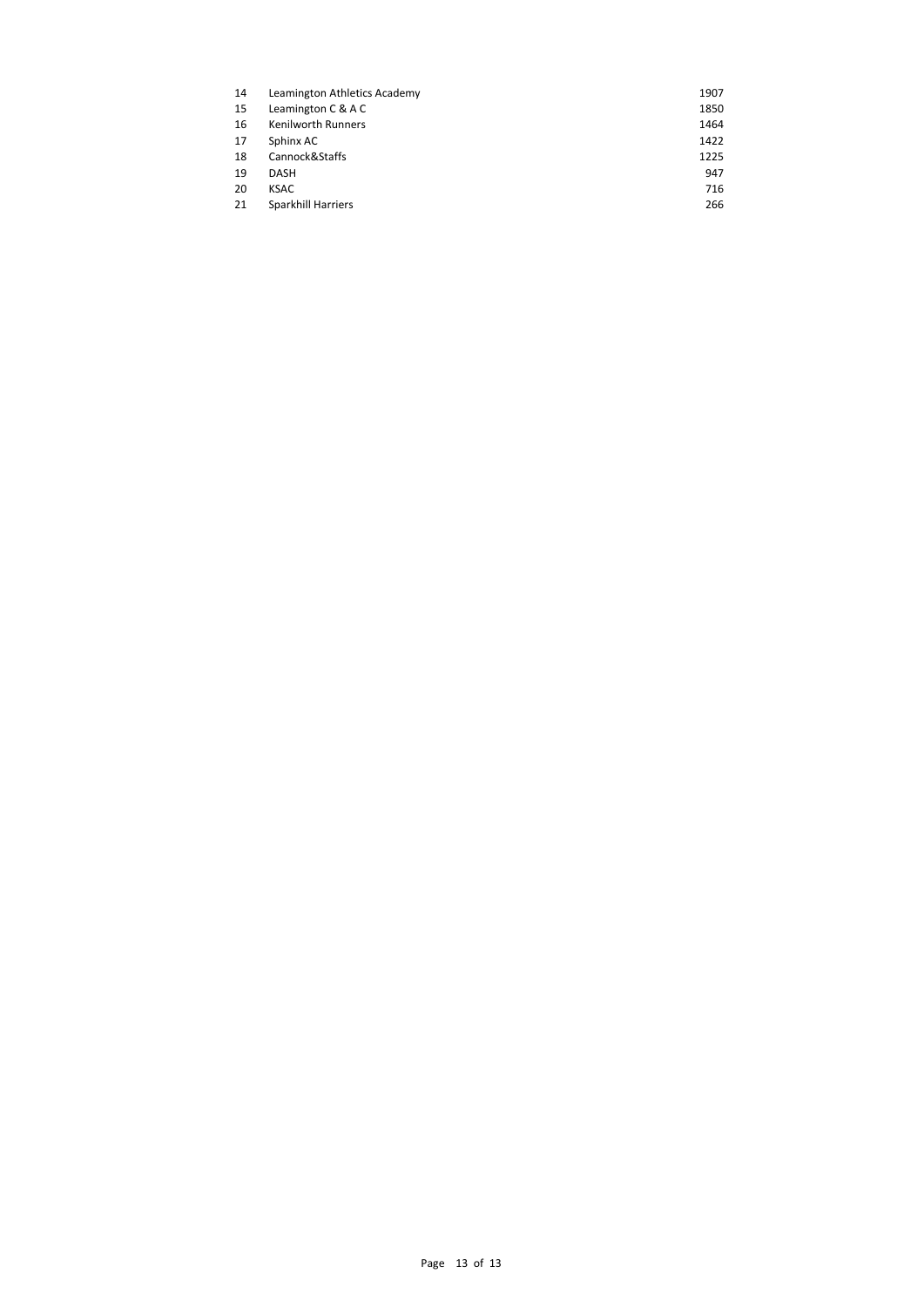| | | |
|---|---|---|
| 14 | Leamington Athletics Academy | 1907 |
| 15 | Leamington C & A C | 1850 |
| 16 | Kenilworth Runners | 1464 |
| 17 | Sphinx AC | 1422 |
| 18 | Cannock&Staffs | 1225 |
| 19 | DASH | 947 |
| 20 | KSAC | 716 |
| 21 | Sparkhill Harriers | 266 |